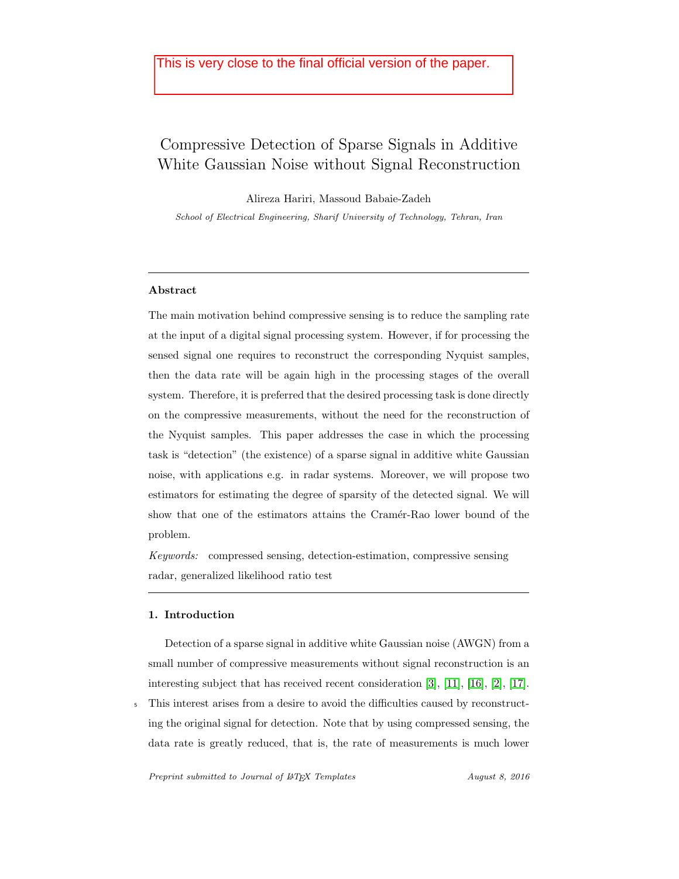This is very close to the final official version of the paper.

# Compressive Detection of Sparse Signals in Additive White Gaussian Noise without Signal Reconstruction

Alireza Hariri, Massoud Babaie-Zadeh

*School of Electrical Engineering, Sharif University of Technology, Tehran, Iran*

---

**Abstract**

The main motivation behind compressive sensing is to reduce the sampling rate at the input of a digital signal processing system. However, if for processing the sensed signal one requires to reconstruct the corresponding Nyquist samples, then the data rate will be again high in the processing stages of the overall system. Therefore, it is preferred that the desired processing task is done directly on the compressive measurements, without the need for the reconstruction of the Nyquist samples. This paper addresses the case in which the processing task is "detection" (the existence) of a sparse signal in additive white Gaussian noise, with applications e.g. in radar systems. Moreover, we will propose two estimators for estimating the degree of sparsity of the detected signal. We will show that one of the estimators attains the Cramér-Rao lower bound of the problem.

*Keywords:* compressed sensing, detection-estimation, compressive sensing radar, generalized likelihood ratio test

---

## 1. Introduction

Detection of a sparse signal in additive white Gaussian noise (AWGN) from a small number of compressive measurements without signal reconstruction is an interesting subject that has received recent consideration [3], [11], [16], [2], [17]. This interest arises from a desire to avoid the difficulties caused by reconstructing the original signal for detection. Note that by using compressed sensing, the data rate is greatly reduced, that is, the rate of measurements is much lower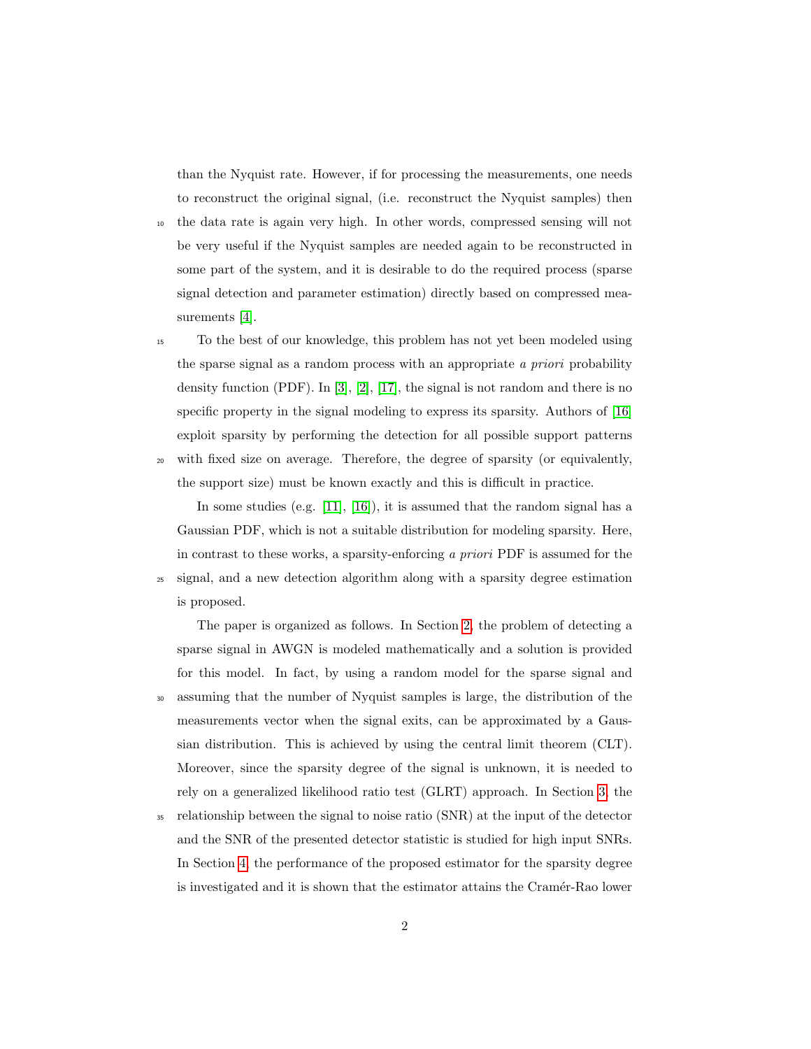than the Nyquist rate. However, if for processing the measurements, one needs to reconstruct the original signal, (i.e. reconstruct the Nyquist samples) then the data rate is again very high. In other words, compressed sensing will not be very useful if the Nyquist samples are needed again to be reconstructed in some part of the system, and it is desirable to do the required process (sparse signal detection and parameter estimation) directly based on compressed measurements [4].

To the best of our knowledge, this problem has not yet been modeled using the sparse signal as a random process with an appropriate *a priori* probability density function (PDF). In [3], [2], [17], the signal is not random and there is no specific property in the signal modeling to express its sparsity. Authors of [16] exploit sparsity by performing the detection for all possible support patterns with fixed size on average. Therefore, the degree of sparsity (or equivalently, the support size) must be known exactly and this is difficult in practice.

In some studies (e.g. [11], [16]), it is assumed that the random signal has a Gaussian PDF, which is not a suitable distribution for modeling sparsity. Here, in contrast to these works, a sparsity-enforcing *a priori* PDF is assumed for the signal, and a new detection algorithm along with a sparsity degree estimation is proposed.

The paper is organized as follows. In Section 2, the problem of detecting a sparse signal in AWGN is modeled mathematically and a solution is provided for this model. In fact, by using a random model for the sparse signal and assuming that the number of Nyquist samples is large, the distribution of the measurements vector when the signal exits, can be approximated by a Gaussian distribution. This is achieved by using the central limit theorem (CLT). Moreover, since the sparsity degree of the signal is unknown, it is needed to rely on a generalized likelihood ratio test (GLRT) approach. In Section 3, the relationship between the signal to noise ratio (SNR) at the input of the detector and the SNR of the presented detector statistic is studied for high input SNRs. In Section 4, the performance of the proposed estimator for the sparsity degree is investigated and it is shown that the estimator attains the Cramér-Rao lower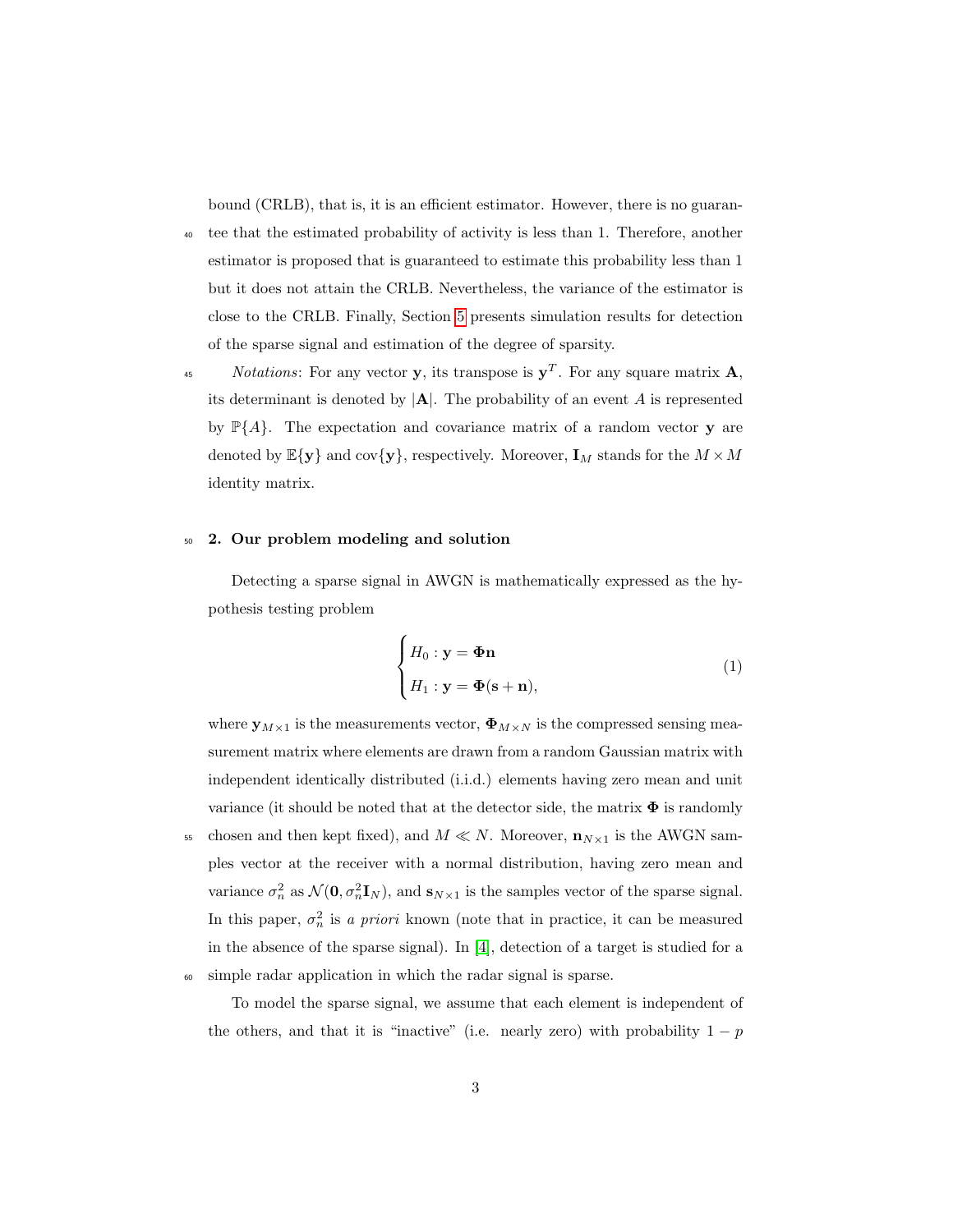bound (CRLB), that is, it is an efficient estimator. However, there is no guarantee that the estimated probability of activity is less than 1. Therefore, another estimator is proposed that is guaranteed to estimate this probability less than 1 but it does not attain the CRLB. Nevertheless, the variance of the estimator is close to the CRLB. Finally, Section 5 presents simulation results for detection of the sparse signal and estimation of the degree of sparsity.

*Notations*: For any vector $\mathbf{y}$, its transpose is $\mathbf{y}^T$. For any square matrix $\mathbf{A}$, its determinant is denoted by $|\mathbf{A}|$. The probability of an event $A$ is represented by $\mathbb{P}\{A\}$. The expectation and covariance matrix of a random vector $\mathbf{y}$ are denoted by $\mathbb{E}\{\mathbf{y}\}$ and $\text{cov}\{\mathbf{y}\}$, respectively. Moreover, $\mathbf{I}_M$ stands for the $M \times M$ identity matrix.

## 2. Our problem modeling and solution

Detecting a sparse signal in AWGN is mathematically expressed as the hypothesis testing problem

$$
\begin{cases}
H_0 : \mathbf{y} = \mathbf{\Phi}\mathbf{n} \\
H_1 : \mathbf{y} = \mathbf{\Phi}(\mathbf{s} + \mathbf{n}),
\end{cases}
\tag{1}
$$

where $\mathbf{y}_{M\times 1}$ is the measurements vector, $\mathbf{\Phi}_{M\times N}$ is the compressed sensing measurement matrix where elements are drawn from a random Gaussian matrix with independent identically distributed (i.i.d.) elements having zero mean and unit variance (it should be noted that at the detector side, the matrix $\mathbf{\Phi}$ is randomly chosen and then kept fixed), and $M \ll N$. Moreover, $\mathbf{n}_{N\times 1}$ is the AWGN samples vector at the receiver with a normal distribution, having zero mean and variance $\sigma_n^2$ as $\mathcal{N}(\mathbf{0}, \sigma_n^2\mathbf{I}_N)$, and $\mathbf{s}_{N\times 1}$ is the samples vector of the sparse signal. In this paper, $\sigma_n^2$ is *a priori* known (note that in practice, it can be measured in the absence of the sparse signal). In [4], detection of a target is studied for a simple radar application in which the radar signal is sparse.

To model the sparse signal, we assume that each element is independent of the others, and that it is "inactive" (i.e. nearly zero) with probability $1 - p$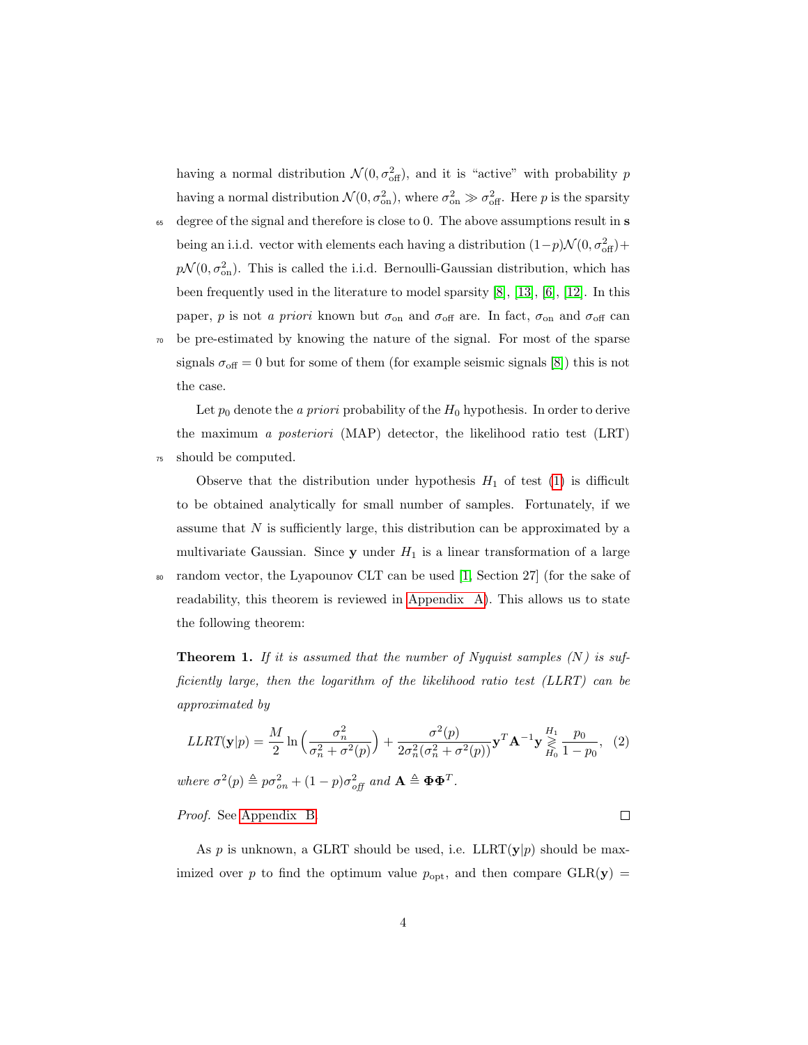having a normal distribution $\mathcal{N}(0, \sigma^2_{\text{off}})$, and it is "active" with probability $p$ having a normal distribution $\mathcal{N}(0, \sigma^2_{\text{on}})$, where $\sigma^2_{\text{on}} \gg \sigma^2_{\text{off}}$. Here $p$ is the sparsity degree of the signal and therefore is close to 0. The above assumptions result in $\mathbf{s}$ being an i.i.d. vector with elements each having a distribution $(1-p)\mathcal{N}(0, \sigma^2_{\text{off}}) + p\mathcal{N}(0, \sigma^2_{\text{on}})$. This is called the i.i.d. Bernoulli-Gaussian distribution, which has been frequently used in the literature to model sparsity [8], [13], [6], [12]. In this paper, $p$ is not *a priori* known but $\sigma_{\text{on}}$ and $\sigma_{\text{off}}$ are. In fact, $\sigma_{\text{on}}$ and $\sigma_{\text{off}}$ can be pre-estimated by knowing the nature of the signal. For most of the sparse signals $\sigma_{\text{off}} = 0$ but for some of them (for example seismic signals [8]) this is not the case.

Let $p_0$ denote the *a priori* probability of the $H_0$ hypothesis. In order to derive the maximum *a posteriori* (MAP) detector, the likelihood ratio test (LRT) should be computed.

Observe that the distribution under hypothesis $H_1$ of test (1) is difficult to be obtained analytically for small number of samples. Fortunately, if we assume that $N$ is sufficiently large, this distribution can be approximated by a multivariate Gaussian. Since $\mathbf{y}$ under $H_1$ is a linear transformation of a large random vector, the Lyapounov CLT can be used [1, Section 27] (for the sake of readability, this theorem is reviewed in Appendix A). This allows us to state the following theorem:

**Theorem 1.** *If it is assumed that the number of Nyquist samples ($N$) is sufficiently large, then the logarithm of the likelihood ratio test (LLRT) can be approximated by*

$$LLRT(\mathbf{y}|p) = \frac{M}{2} \ln\Big(\frac{\sigma_n^2}{\sigma_n^2 + \sigma^2(p)}\Big) + \frac{\sigma^2(p)}{2\sigma_n^2(\sigma_n^2 + \sigma^2(p))}\mathbf{y}^T\mathbf{A}^{-1}\mathbf{y} \underset{H_0}{\overset{H_1}{\gtrless}} \frac{p_0}{1-p_0}, \quad (2)$$

*where* $\sigma^2(p) \triangleq p\sigma^2_{on} + (1-p)\sigma^2_{off}$ *and* $\mathbf{A} \triangleq \mathbf{\Phi}\mathbf{\Phi}^T$.

*Proof.* See Appendix B. □

As $p$ is unknown, a GLRT should be used, i.e. $\text{LLRT}(\mathbf{y}|p)$ should be maximized over $p$ to find the optimum value $p_{\text{opt}}$, and then compare $\text{GLR}(\mathbf{y}) =$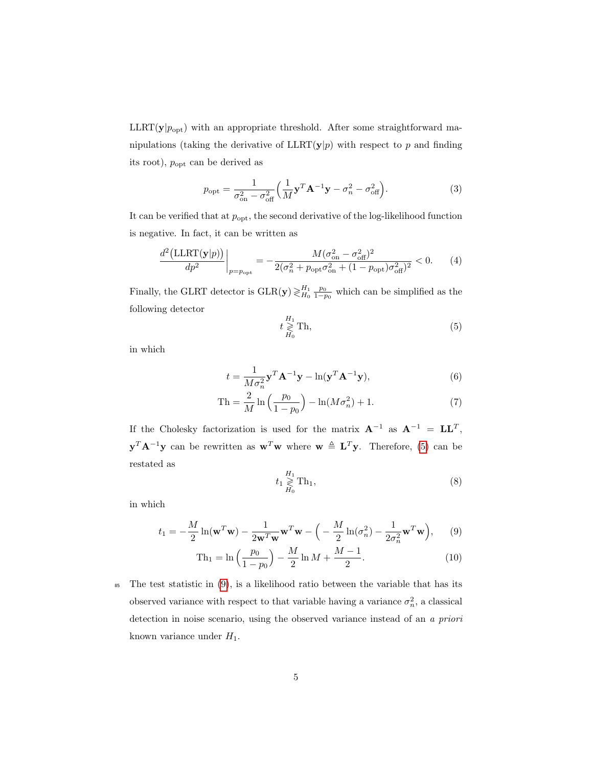$\text{LLRT}(\mathbf{y}|p_{\text{opt}})$ with an appropriate threshold. After some straightforward manipulations (taking the derivative of $\text{LLRT}(\mathbf{y}|p)$ with respect to $p$ and finding its root), $p_{\text{opt}}$ can be derived as

$$p_{\text{opt}} = \frac{1}{\sigma_{\text{on}}^2 - \sigma_{\text{off}}^2}\Big(\frac{1}{M}\mathbf{y}^T\mathbf{A}^{-1}\mathbf{y} - \sigma_n^2 - \sigma_{\text{off}}^2\Big). \tag{3}$$

It can be verified that at $p_{\text{opt}}$, the second derivative of the log-likelihood function is negative. In fact, it can be written as

$$\frac{d^2\big(\text{LLRT}(\mathbf{y}|p)\big)}{dp^2}\bigg|_{p=p_{\text{opt}}} = -\frac{M(\sigma_{\text{on}}^2 - \sigma_{\text{off}}^2)^2}{2(\sigma_n^2 + p_{\text{opt}}\sigma_{\text{on}}^2 + (1-p_{\text{opt}})\sigma_{\text{off}}^2)^2} < 0. \tag{4}$$

Finally, the GLRT detector is $\text{GLR}(\mathbf{y}) \gtrless_{H_0}^{H_1} \frac{p_0}{1-p_0}$ which can be simplified as the following detector

$$t \underset{H_0}{\overset{H_1}{\gtrless}} \text{Th}, \tag{5}$$

in which

$$t = \frac{1}{M\sigma_n^2}\mathbf{y}^T\mathbf{A}^{-1}\mathbf{y} - \ln(\mathbf{y}^T\mathbf{A}^{-1}\mathbf{y}), \tag{6}$$

$$\text{Th} = \frac{2}{M}\ln\Big(\frac{p_0}{1-p_0}\Big) - \ln(M\sigma_n^2) + 1. \tag{7}$$

If the Cholesky factorization is used for the matrix $\mathbf{A}^{-1}$ as $\mathbf{A}^{-1} = \mathbf{L}\mathbf{L}^T$, $\mathbf{y}^T\mathbf{A}^{-1}\mathbf{y}$ can be rewritten as $\mathbf{w}^T\mathbf{w}$ where $\mathbf{w} \triangleq \mathbf{L}^T\mathbf{y}$. Therefore, (5) can be restated as

$$t_1 \underset{H_0}{\overset{H_1}{\gtrless}} \text{Th}_1, \tag{8}$$

in which

$$t_1 = -\frac{M}{2}\ln(\mathbf{w}^T\mathbf{w}) - \frac{1}{2\mathbf{w}^T\mathbf{w}}\mathbf{w}^T\mathbf{w} - \Big(-\frac{M}{2}\ln(\sigma_n^2) - \frac{1}{2\sigma_n^2}\mathbf{w}^T\mathbf{w}\Big), \tag{9}$$

$$\text{Th}_1 = \ln\Big(\frac{p_0}{1-p_0}\Big) - \frac{M}{2}\ln M + \frac{M-1}{2}. \tag{10}$$

The test statistic in (9), is a likelihood ratio between the variable that has its observed variance with respect to that variable having a variance $\sigma_n^2$, a classical detection in noise scenario, using the observed variance instead of an *a priori* known variance under $H_1$.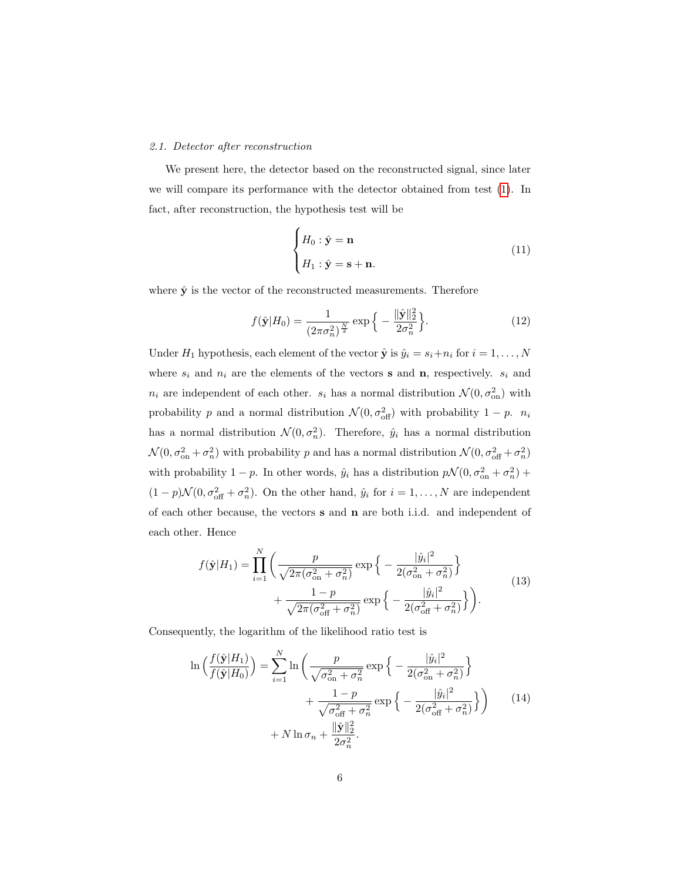### 2.1. Detector after reconstruction

We present here, the detector based on the reconstructed signal, since later we will compare its performance with the detector obtained from test (1). In fact, after reconstruction, the hypothesis test will be

$$
\begin{cases} H_0 : \hat{\mathbf{y}} = \mathbf{n} \\ H_1 : \hat{\mathbf{y}} = \mathbf{s} + \mathbf{n}. \end{cases} \tag{11}
$$

where $\hat{\mathbf{y}}$ is the vector of the reconstructed measurements. Therefore

$$
f(\hat{\mathbf{y}}|H_0) = \frac{1}{(2\pi\sigma_n^2)^{\frac{N}{2}}} \exp\Big\{ - \frac{\|\hat{\mathbf{y}}\|_2^2}{2\sigma_n^2} \Big\}. \tag{12}
$$

Under $H_1$ hypothesis, each element of the vector $\hat{\mathbf{y}}$ is $\hat{y}_i = s_i + n_i$ for $i = 1, \ldots, N$ where $s_i$ and $n_i$ are the elements of the vectors $\mathbf{s}$ and $\mathbf{n}$, respectively. $s_i$ and $n_i$ are independent of each other. $s_i$ has a normal distribution $\mathcal{N}(0, \sigma_{\text{on}}^2)$ with probability $p$ and a normal distribution $\mathcal{N}(0, \sigma_{\text{off}}^2)$ with probability $1-p$. $n_i$ has a normal distribution $\mathcal{N}(0, \sigma_n^2)$. Therefore, $\hat{y}_i$ has a normal distribution $\mathcal{N}(0, \sigma_{\text{on}}^2 + \sigma_n^2)$ with probability $p$ and has a normal distribution $\mathcal{N}(0, \sigma_{\text{off}}^2 + \sigma_n^2)$ with probability $1-p$. In other words, $\hat{y}_i$ has a distribution $p\mathcal{N}(0, \sigma_{\text{on}}^2 + \sigma_n^2) + (1-p)\mathcal{N}(0, \sigma_{\text{off}}^2 + \sigma_n^2)$. On the other hand, $\hat{y}_i$ for $i = 1, \ldots, N$ are independent of each other because, the vectors $\mathbf{s}$ and $\mathbf{n}$ are both i.i.d. and independent of each other. Hence

$$
\begin{aligned}
f(\hat{\mathbf{y}}|H_1) = \prod_{i=1}^{N} \Bigg( & \frac{p}{\sqrt{2\pi(\sigma_{\text{on}}^2 + \sigma_n^2)}} \exp\Big\{ - \frac{|\hat{y}_i|^2}{2(\sigma_{\text{on}}^2 + \sigma_n^2)} \Big\} \\
& + \frac{1-p}{\sqrt{2\pi(\sigma_{\text{off}}^2 + \sigma_n^2)}} \exp\Big\{ - \frac{|\hat{y}_i|^2}{2(\sigma_{\text{off}}^2 + \sigma_n^2)} \Big\} \Bigg).
\end{aligned} \tag{13}
$$

Consequently, the logarithm of the likelihood ratio test is

$$
\begin{aligned}
\ln\Big(\frac{f(\hat{\mathbf{y}}|H_1)}{f(\hat{\mathbf{y}}|H_0)}\Big) = \sum_{i=1}^{N} \ln \Bigg( & \frac{p}{\sqrt{\sigma_{\text{on}}^2 + \sigma_n^2}} \exp\Big\{ - \frac{|\hat{y}_i|^2}{2(\sigma_{\text{on}}^2 + \sigma_n^2)} \Big\} \\
& + \frac{1-p}{\sqrt{\sigma_{\text{off}}^2 + \sigma_n^2}} \exp\Big\{ - \frac{|\hat{y}_i|^2}{2(\sigma_{\text{off}}^2 + \sigma_n^2)} \Big\} \Bigg) \\
& + N \ln \sigma_n + \frac{\|\hat{\mathbf{y}}\|_2^2}{2\sigma_n^2}.
\end{aligned} \tag{14}
$$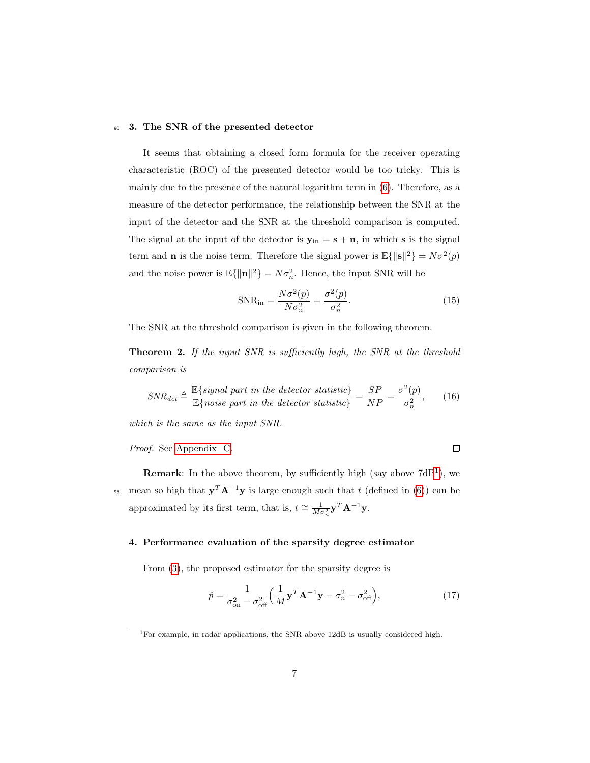## 3. The SNR of the presented detector

It seems that obtaining a closed form formula for the receiver operating characteristic (ROC) of the presented detector would be too tricky. This is mainly due to the presence of the natural logarithm term in (6). Therefore, as a measure of the detector performance, the relationship between the SNR at the input of the detector and the SNR at the threshold comparison is computed. The signal at the input of the detector is $\mathbf{y}_{\text{in}} = \mathbf{s} + \mathbf{n}$, in which $\mathbf{s}$ is the signal term and $\mathbf{n}$ is the noise term. Therefore the signal power is $\mathbb{E}\{\|\mathbf{s}\|^2\} = N\sigma^2(p)$ and the noise power is $\mathbb{E}\{\|\mathbf{n}\|^2\} = N\sigma_n^2$. Hence, the input SNR will be

$$\text{SNR}_{\text{in}} = \frac{N\sigma^2(p)}{N\sigma_n^2} = \frac{\sigma^2(p)}{\sigma_n^2}. \tag{15}$$

The SNR at the threshold comparison is given in the following theorem.

**Theorem 2.** *If the input SNR is sufficiently high, the SNR at the threshold comparison is*

$$SNR_{det} \triangleq \frac{\mathbb{E}\{\textit{signal part in the detector statistic}\}}{\mathbb{E}\{\textit{noise part in the detector statistic}\}} = \frac{SP}{NP} = \frac{\sigma^2(p)}{\sigma_n^2}, \tag{16}$$

*which is the same as the input SNR.*

*Proof.* See Appendix C. □

**Remark**: In the above theorem, by sufficiently high (say above 7dB[1]), we mean so high that $\mathbf{y}^T\mathbf{A}^{-1}\mathbf{y}$ is large enough such that $t$ (defined in (6)) can be approximated by its first term, that is, $t \cong \frac{1}{M\sigma_n^2}\mathbf{y}^T\mathbf{A}^{-1}\mathbf{y}$.

## 4. Performance evaluation of the sparsity degree estimator

From (3), the proposed estimator for the sparsity degree is

$$\hat{p} = \frac{1}{\sigma_{\text{on}}^2 - \sigma_{\text{off}}^2}\Big(\frac{1}{M}\mathbf{y}^T\mathbf{A}^{-1}\mathbf{y} - \sigma_n^2 - \sigma_{\text{off}}^2\Big), \tag{17}$$

[1] For example, in radar applications, the SNR above 12dB is usually considered high.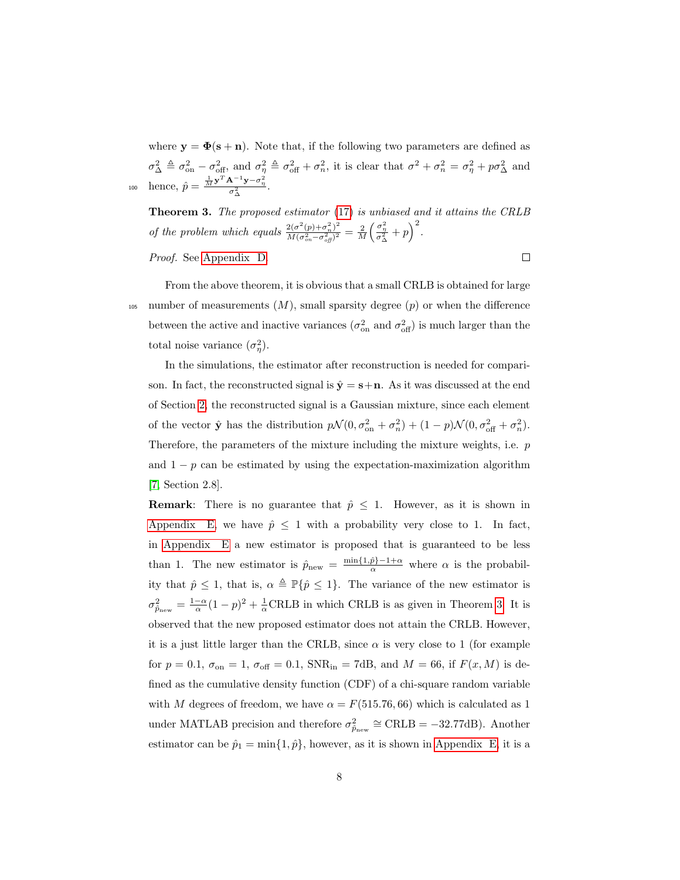where $\mathbf{y} = \mathbf{\Phi}(\mathbf{s} + \mathbf{n})$. Note that, if the following two parameters are defined as $\sigma_\Delta^2 \triangleq \sigma_{\text{on}}^2 - \sigma_{\text{off}}^2$, and $\sigma_\eta^2 \triangleq \sigma_{\text{off}}^2 + \sigma_n^2$, it is clear that $\sigma^2 + \sigma_n^2 = \sigma_\eta^2 + p\sigma_\Delta^2$ and hence, $\hat{p} = \frac{\frac{1}{M}\mathbf{y}^T\mathbf{A}^{-1}\mathbf{y} - \sigma_\eta^2}{\sigma_\Delta^2}$.

**Theorem 3.** *The proposed estimator (17) is unbiased and it attains the CRLB of the problem which equals* $\frac{2(\sigma^2(p)+\sigma_n^2)^2}{M(\sigma_{on}^2-\sigma_{off}^2)^2} = \frac{2}{M}\left(\frac{\sigma_\eta^2}{\sigma_\Delta^2} + p\right)^2$.

*Proof.* See Appendix D. □

From the above theorem, it is obvious that a small CRLB is obtained for large number of measurements ($M$), small sparsity degree ($p$) or when the difference between the active and inactive variances ($\sigma_{\text{on}}^2$ and $\sigma_{\text{off}}^2$) is much larger than the total noise variance ($\sigma_\eta^2$).

In the simulations, the estimator after reconstruction is needed for comparison. In fact, the reconstructed signal is $\hat{\mathbf{y}} = \mathbf{s} + \mathbf{n}$. As it was discussed at the end of Section 2, the reconstructed signal is a Gaussian mixture, since each element of the vector $\hat{\mathbf{y}}$ has the distribution $p\mathcal{N}(0, \sigma_{\text{on}}^2 + \sigma_n^2) + (1-p)\mathcal{N}(0, \sigma_{\text{off}}^2 + \sigma_n^2)$. Therefore, the parameters of the mixture including the mixture weights, i.e. $p$ and $1-p$ can be estimated by using the expectation-maximization algorithm [7, Section 2.8].

**Remark**: There is no guarantee that $\hat{p} \leq 1$. However, as it is shown in Appendix E, we have $\hat{p} \leq 1$ with a probability very close to 1. In fact, in Appendix E a new estimator is proposed that is guaranteed to be less than 1. The new estimator is $\hat{p}_{\text{new}} = \frac{\min\{1,\hat{p}\}-1+\alpha}{\alpha}$ where $\alpha$ is the probability that $\hat{p} \leq 1$, that is, $\alpha \triangleq \mathbb{P}\{\hat{p} \leq 1\}$. The variance of the new estimator is $\sigma_{\hat{p}_{\text{new}}}^2 = \frac{1-\alpha}{\alpha}(1-p)^2 + \frac{1}{\alpha}\text{CRLB}$ in which CRLB is as given in Theorem 3. It is observed that the new proposed estimator does not attain the CRLB. However, it is a just little larger than the CRLB, since $\alpha$ is very close to 1 (for example for $p = 0.1$, $\sigma_{\text{on}} = 1$, $\sigma_{\text{off}} = 0.1$, $\text{SNR}_{\text{in}} = 7\text{dB}$, and $M = 66$, if $F(x, M)$ is defined as the cumulative density function (CDF) of a chi-square random variable with $M$ degrees of freedom, we have $\alpha = F(515.76, 66)$ which is calculated as 1 under MATLAB precision and therefore $\sigma_{\hat{p}_{\text{new}}}^2 \cong \text{CRLB} = -32.77\text{dB}$). Another estimator can be $\hat{p}_1 = \min\{1, \hat{p}\}$, however, as it is shown in Appendix E, it is a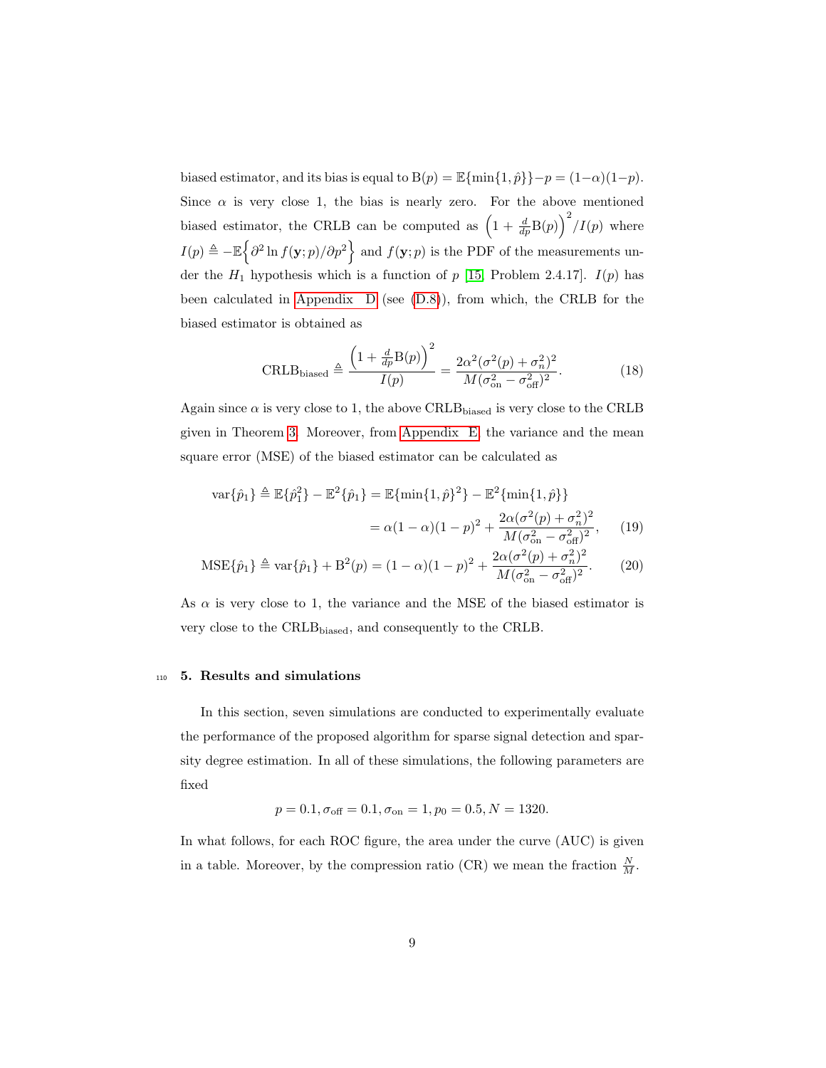biased estimator, and its bias is equal to $\mathrm{B}(p) = \mathbb{E}\{\min\{1, \hat{p}\}\} - p = (1-\alpha)(1-p)$. Since $\alpha$ is very close 1, the bias is nearly zero. For the above mentioned biased estimator, the CRLB can be computed as $\Big(1 + \frac{d}{dp}\mathrm{B}(p)\Big)^2 / I(p)$ where $I(p) \triangleq -\mathbb{E}\Big\{\partial^2 \ln f(\mathbf{y}; p)/\partial p^2\Big\}$ and $f(\mathbf{y}; p)$ is the PDF of the measurements under the $H_1$ hypothesis which is a function of $p$ [15, Problem 2.4.17]. $I(p)$ has been calculated in Appendix D (see (D.8)), from which, the CRLB for the biased estimator is obtained as

$$\mathrm{CRLB}_{\mathrm{biased}} \triangleq \frac{\Big(1 + \frac{d}{dp}\mathrm{B}(p)\Big)^2}{I(p)} = \frac{2\alpha^2(\sigma^2(p) + \sigma_n^2)^2}{M(\sigma_{\mathrm{on}}^2 - \sigma_{\mathrm{off}}^2)^2}. \tag{18}$$

Again since $\alpha$ is very close to 1, the above $\mathrm{CRLB}_{\mathrm{biased}}$ is very close to the CRLB given in Theorem 3. Moreover, from Appendix E, the variance and the mean square error (MSE) of the biased estimator can be calculated as

$$\begin{aligned}
\mathrm{var}\{\hat{p}_1\} &\triangleq \mathbb{E}\{\hat{p}_1^2\} - \mathbb{E}^2\{\hat{p}_1\} = \mathbb{E}\{\min\{1, \hat{p}\}^2\} - \mathbb{E}^2\{\min\{1, \hat{p}\}\} \\
&= \alpha(1-\alpha)(1-p)^2 + \frac{2\alpha(\sigma^2(p) + \sigma_n^2)^2}{M(\sigma_{\mathrm{on}}^2 - \sigma_{\mathrm{off}}^2)^2}, \qquad (19)
\end{aligned}$$

$$\mathrm{MSE}\{\hat{p}_1\} \triangleq \mathrm{var}\{\hat{p}_1\} + \mathrm{B}^2(p) = (1-\alpha)(1-p)^2 + \frac{2\alpha(\sigma^2(p) + \sigma_n^2)^2}{M(\sigma_{\mathrm{on}}^2 - \sigma_{\mathrm{off}}^2)^2}. \tag{20}$$

As $\alpha$ is very close to 1, the variance and the MSE of the biased estimator is very close to the $\mathrm{CRLB}_{\mathrm{biased}}$, and consequently to the CRLB.

## 5. Results and simulations

In this section, seven simulations are conducted to experimentally evaluate the performance of the proposed algorithm for sparse signal detection and sparsity degree estimation. In all of these simulations, the following parameters are fixed

$$p = 0.1, \sigma_{\mathrm{off}} = 0.1, \sigma_{\mathrm{on}} = 1, p_0 = 0.5, N = 1320.$$

In what follows, for each ROC figure, the area under the curve (AUC) is given in a table. Moreover, by the compression ratio (CR) we mean the fraction $\frac{N}{M}$.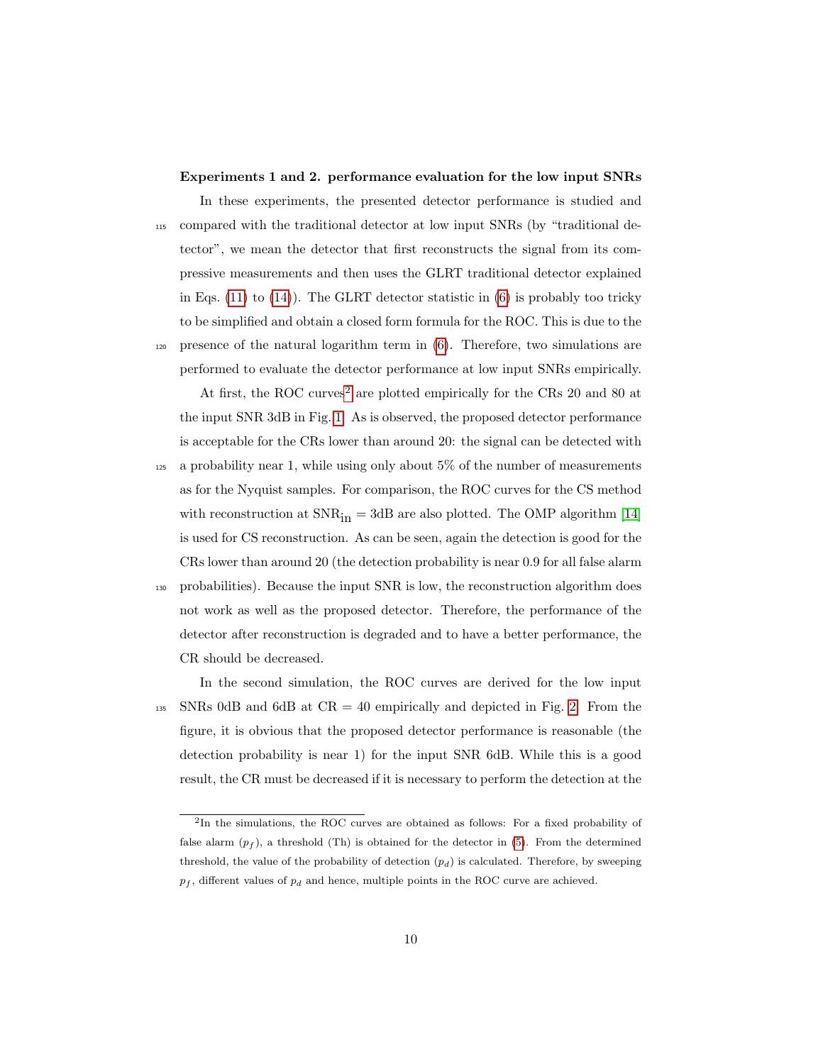**Experiments 1 and 2. performance evaluation for the low input SNRs**

In these experiments, the presented detector performance is studied and compared with the traditional detector at low input SNRs (by "traditional detector", we mean the detector that first reconstructs the signal from its compressive measurements and then uses the GLRT traditional detector explained in Eqs. (11) to (14)). The GLRT detector statistic in (6) is probably too tricky to be simplified and obtain a closed form formula for the ROC. This is due to the presence of the natural logarithm term in (6). Therefore, two simulations are performed to evaluate the detector performance at low input SNRs empirically.

At first, the ROC curves[2] are plotted empirically for the CRs 20 and 80 at the input SNR 3dB in Fig. 1. As is observed, the proposed detector performance is acceptable for the CRs lower than around 20: the signal can be detected with a probability near 1, while using only about 5% of the number of measurements as for the Nyquist samples. For comparison, the ROC curves for the CS method with reconstruction at $\mathrm{SNR_{in}} = 3$dB are also plotted. The OMP algorithm [14] is used for CS reconstruction. As can be seen, again the detection is good for the CRs lower than around 20 (the detection probability is near 0.9 for all false alarm probabilities). Because the input SNR is low, the reconstruction algorithm does not work as well as the proposed detector. Therefore, the performance of the detector after reconstruction is degraded and to have a better performance, the CR should be decreased.

In the second simulation, the ROC curves are derived for the low input SNRs 0dB and 6dB at CR = 40 empirically and depicted in Fig. 2. From the figure, it is obvious that the proposed detector performance is reasonable (the detection probability is near 1) for the input SNR 6dB. While this is a good result, the CR must be decreased if it is necessary to perform the detection at the

[2] In the simulations, the ROC curves are obtained as follows: For a fixed probability of false alarm ($p_f$), a threshold (Th) is obtained for the detector in (5). From the determined threshold, the value of the probability of detection ($p_d$) is calculated. Therefore, by sweeping $p_f$, different values of $p_d$ and hence, multiple points in the ROC curve are achieved.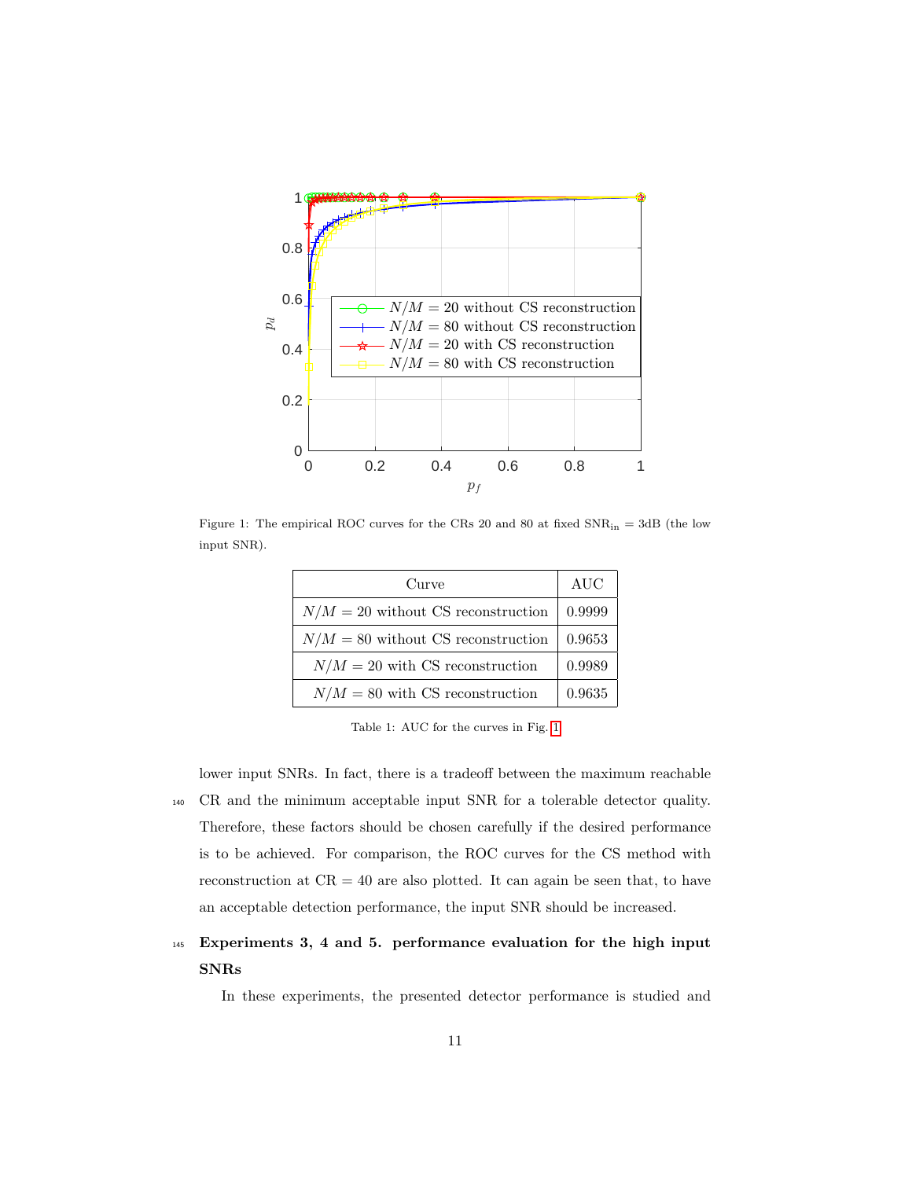Figure 1: The empirical ROC curves for the CRs 20 and 80 at fixed $\text{SNR}_{\text{in}} = 3\text{dB}$ (the low input SNR).

| Curve | AUC |
|---|---|
| $N/M = 20$ without CS reconstruction | 0.9999 |
| $N/M = 80$ without CS reconstruction | 0.9653 |
| $N/M = 20$ with CS reconstruction | 0.9989 |
| $N/M = 80$ with CS reconstruction | 0.9635 |

Table 1: AUC for the curves in Fig. 1

lower input SNRs. In fact, there is a tradeoff between the maximum reachable CR and the minimum acceptable input SNR for a tolerable detector quality. Therefore, these factors should be chosen carefully if the desired performance is to be achieved. For comparison, the ROC curves for the CS method with reconstruction at CR = 40 are also plotted. It can again be seen that, to have an acceptable detection performance, the input SNR should be increased.

### Experiments 3, 4 and 5. performance evaluation for the high input SNRs

In these experiments, the presented detector performance is studied and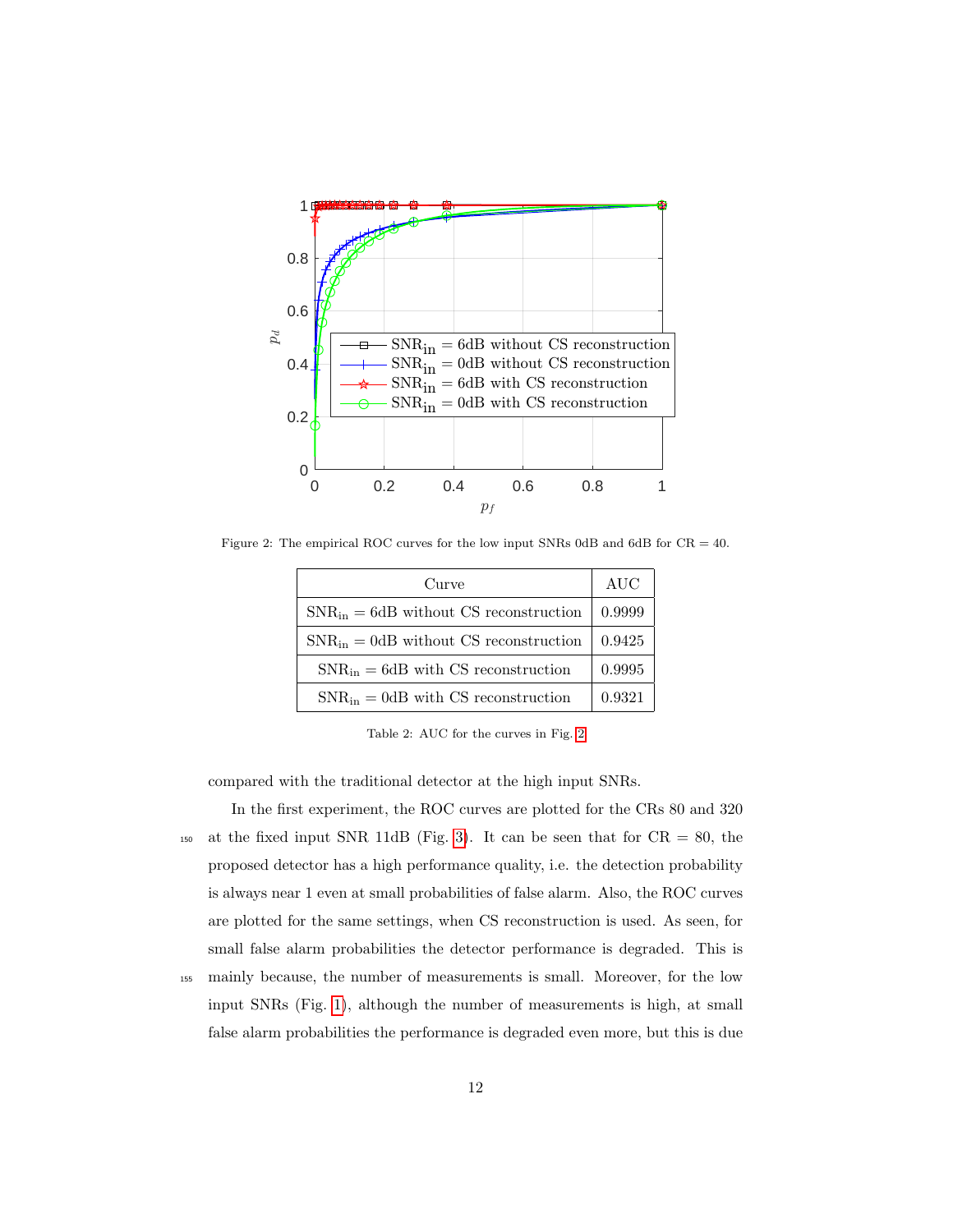Figure 2: The empirical ROC curves for the low input SNRs 0dB and 6dB for CR = 40.

| Curve | AUC |
|---|---|
| $\mathrm{SNR_{in}}$ = 6dB without CS reconstruction | 0.9999 |
| $\mathrm{SNR_{in}}$ = 0dB without CS reconstruction | 0.9425 |
| $\mathrm{SNR_{in}}$ = 6dB with CS reconstruction | 0.9995 |
| $\mathrm{SNR_{in}}$ = 0dB with CS reconstruction | 0.9321 |

Table 2: AUC for the curves in Fig. 2

compared with the traditional detector at the high input SNRs.

In the first experiment, the ROC curves are plotted for the CRs 80 and 320 at the fixed input SNR 11dB (Fig. 3). It can be seen that for CR = 80, the proposed detector has a high performance quality, i.e. the detection probability is always near 1 even at small probabilities of false alarm. Also, the ROC curves are plotted for the same settings, when CS reconstruction is used. As seen, for small false alarm probabilities the detector performance is degraded. This is mainly because, the number of measurements is small. Moreover, for the low input SNRs (Fig. 1), although the number of measurements is high, at small false alarm probabilities the performance is degraded even more, but this is due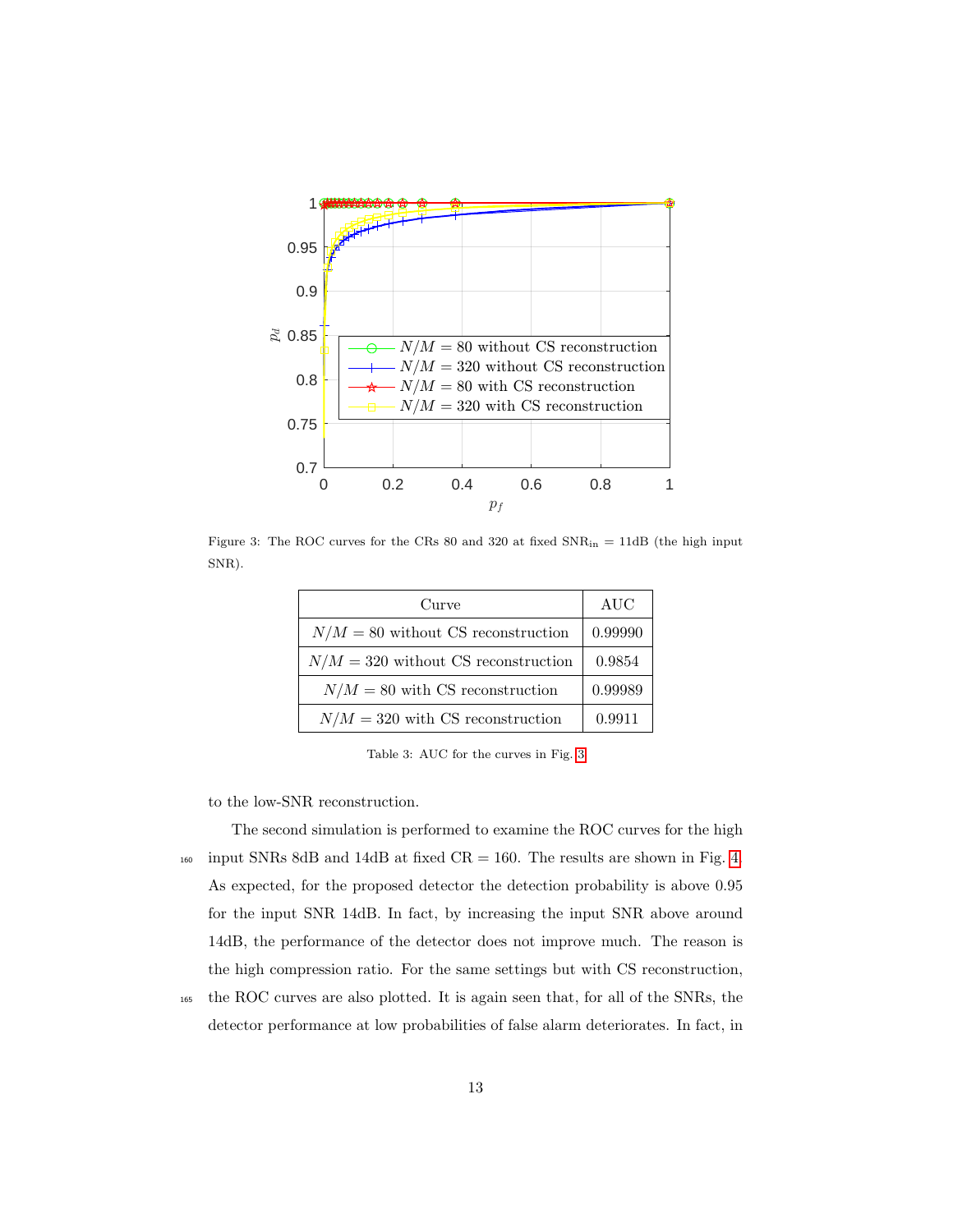Figure 3: The ROC curves for the CRs 80 and 320 at fixed $\text{SNR}_{\text{in}} = 11\text{dB}$ (the high input SNR).

| Curve | AUC |
|---|---|
| $N/M = 80$ without CS reconstruction | 0.99990 |
| $N/M = 320$ without CS reconstruction | 0.9854 |
| $N/M = 80$ with CS reconstruction | 0.99989 |
| $N/M = 320$ with CS reconstruction | 0.9911 |

Table 3: AUC for the curves in Fig. 3

to the low-SNR reconstruction.

The second simulation is performed to examine the ROC curves for the high input SNRs 8dB and 14dB at fixed CR = 160. The results are shown in Fig. 4. As expected, for the proposed detector the detection probability is above 0.95 for the input SNR 14dB. In fact, by increasing the input SNR above around 14dB, the performance of the detector does not improve much. The reason is the high compression ratio. For the same settings but with CS reconstruction, the ROC curves are also plotted. It is again seen that, for all of the SNRs, the detector performance at low probabilities of false alarm deteriorates. In fact, in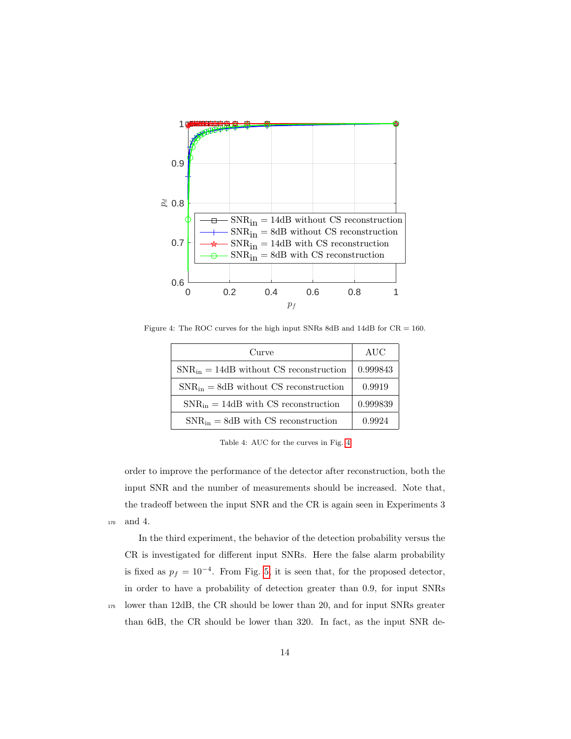Figure 4: The ROC curves for the high input SNRs 8dB and 14dB for CR = 160.

| Curve | AUC |
|---|---|
| $\text{SNR}_{\text{in}} = 14\text{dB}$ without CS reconstruction | 0.999843 |
| $\text{SNR}_{\text{in}} = 8\text{dB}$ without CS reconstruction | 0.9919 |
| $\text{SNR}_{\text{in}} = 14\text{dB}$ with CS reconstruction | 0.999839 |
| $\text{SNR}_{\text{in}} = 8\text{dB}$ with CS reconstruction | 0.9924 |

Table 4: AUC for the curves in Fig. 4

order to improve the performance of the detector after reconstruction, both the input SNR and the number of measurements should be increased. Note that, the tradeoff between the input SNR and the CR is again seen in Experiments 3 and 4.

In the third experiment, the behavior of the detection probability versus the CR is investigated for different input SNRs. Here the false alarm probability is fixed as $p_f = 10^{-4}$. From Fig. 5, it is seen that, for the proposed detector, in order to have a probability of detection greater than 0.9, for input SNRs lower than 12dB, the CR should be lower than 20, and for input SNRs greater than 6dB, the CR should be lower than 320. In fact, as the input SNR de-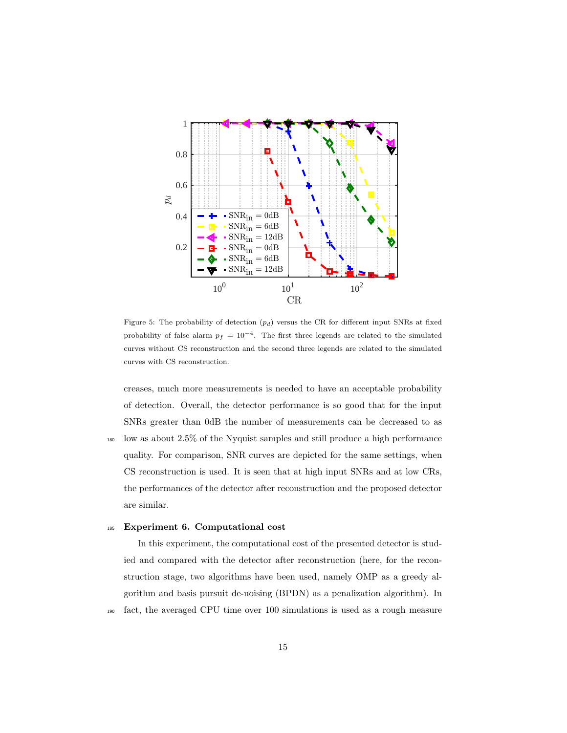Figure 5: The probability of detection ($p_d$) versus the CR for different input SNRs at fixed probability of false alarm $p_f = 10^{-4}$. The first three legends are related to the simulated curves without CS reconstruction and the second three legends are related to the simulated curves with CS reconstruction.

creases, much more measurements is needed to have an acceptable probability of detection. Overall, the detector performance is so good that for the input SNRs greater than 0dB the number of measurements can be decreased to as low as about 2.5% of the Nyquist samples and still produce a high performance quality. For comparison, SNR curves are depicted for the same settings, when CS reconstruction is used. It is seen that at high input SNRs and at low CRs, the performances of the detector after reconstruction and the proposed detector are similar.

**Experiment 6. Computational cost**

In this experiment, the computational cost of the presented detector is studied and compared with the detector after reconstruction (here, for the reconstruction stage, two algorithms have been used, namely OMP as a greedy algorithm and basis pursuit de-noising (BPDN) as a penalization algorithm). In fact, the averaged CPU time over 100 simulations is used as a rough measure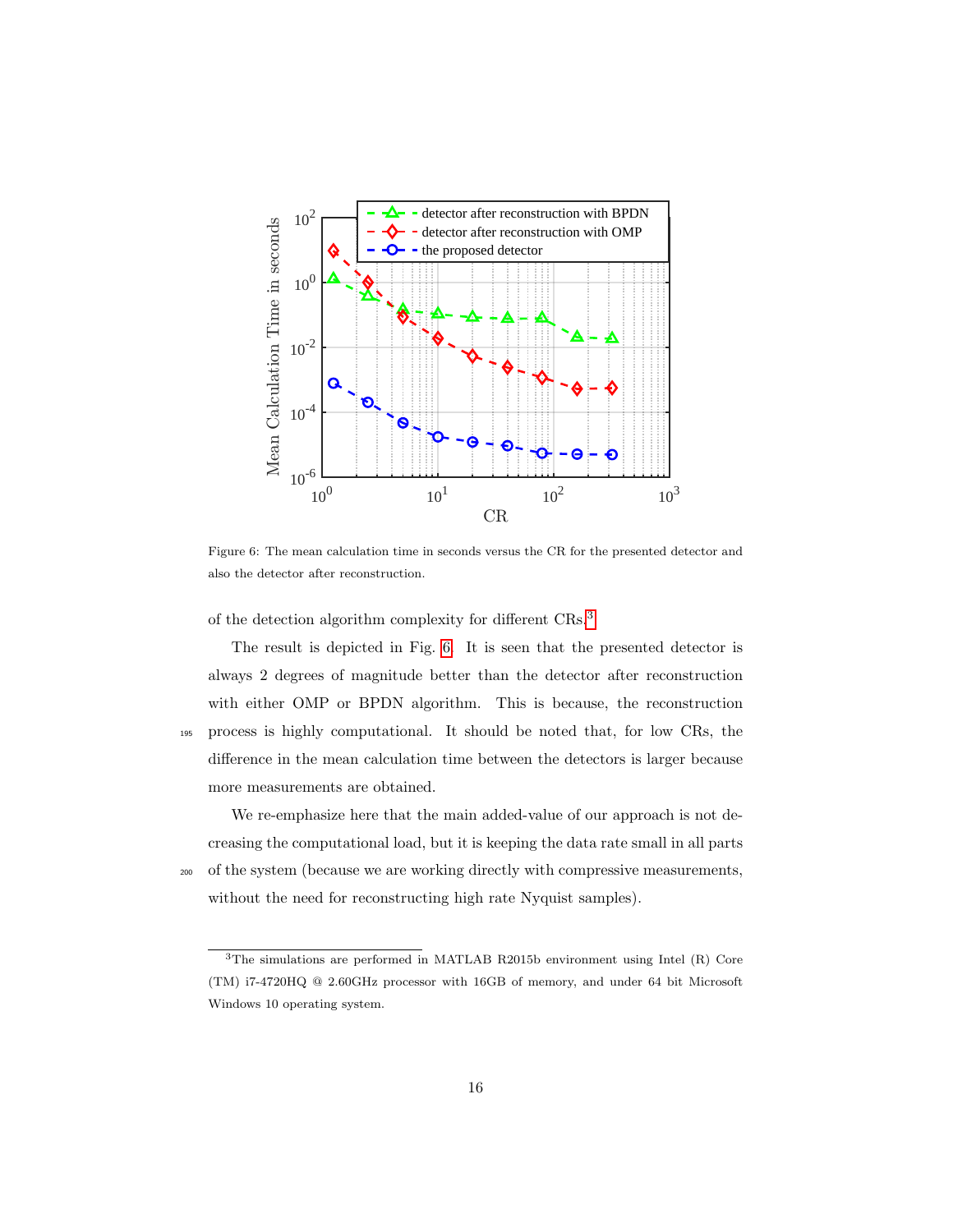Figure 6: The mean calculation time in seconds versus the CR for the presented detector and also the detector after reconstruction.

of the detection algorithm complexity for different CRs.[3]

The result is depicted in Fig. 6. It is seen that the presented detector is always 2 degrees of magnitude better than the detector after reconstruction with either OMP or BPDN algorithm. This is because, the reconstruction process is highly computational. It should be noted that, for low CRs, the difference in the mean calculation time between the detectors is larger because more measurements are obtained.

We re-emphasize here that the main added-value of our approach is not decreasing the computational load, but it is keeping the data rate small in all parts of the system (because we are working directly with compressive measurements, without the need for reconstructing high rate Nyquist samples).

[3] The simulations are performed in MATLAB R2015b environment using Intel (R) Core (TM) i7-4720HQ @ 2.60GHz processor with 16GB of memory, and under 64 bit Microsoft Windows 10 operating system.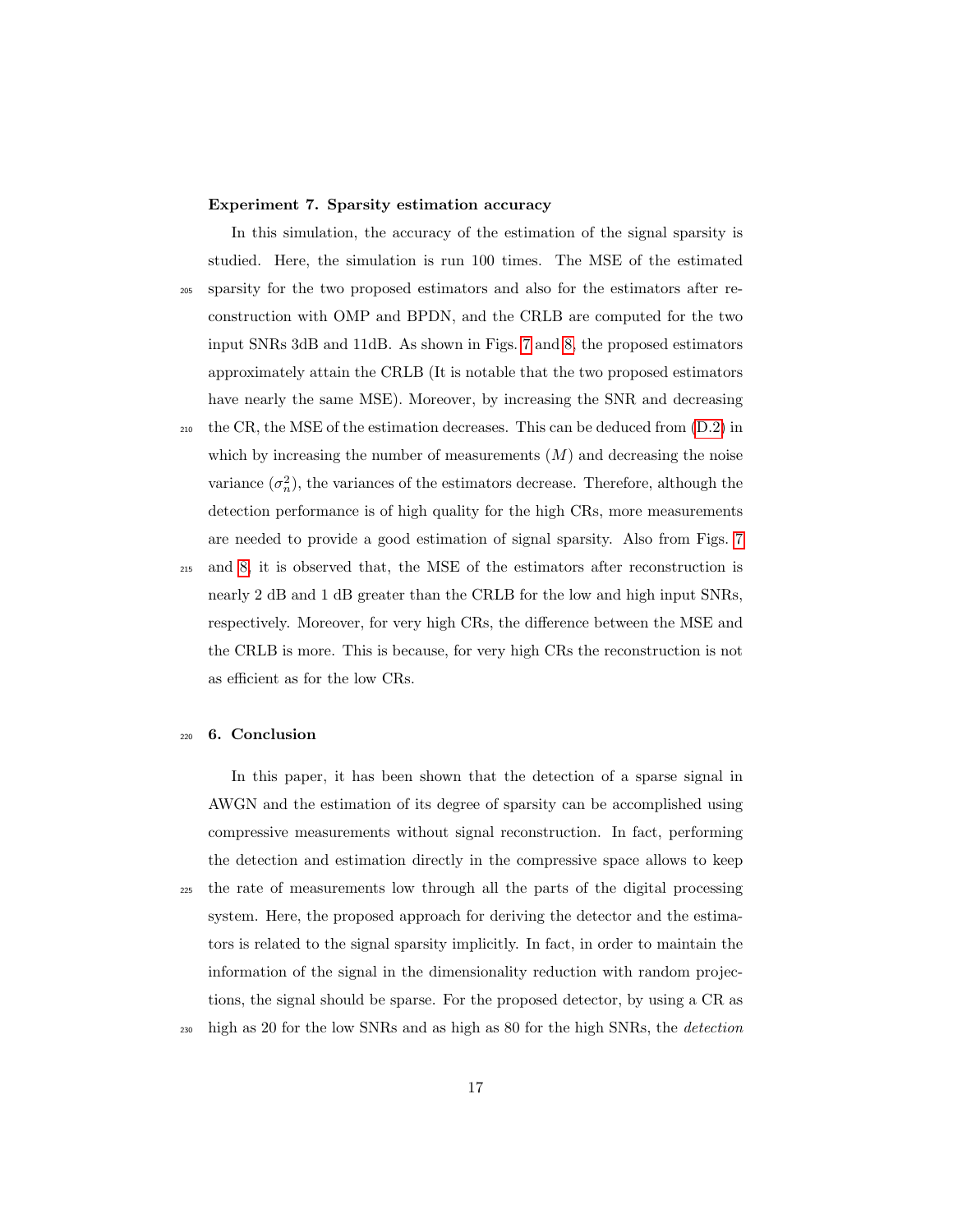**Experiment 7. Sparsity estimation accuracy**

In this simulation, the accuracy of the estimation of the signal sparsity is studied. Here, the simulation is run 100 times. The MSE of the estimated sparsity for the two proposed estimators and also for the estimators after reconstruction with OMP and BPDN, and the CRLB are computed for the two input SNRs 3dB and 11dB. As shown in Figs. 7 and 8, the proposed estimators approximately attain the CRLB (It is notable that the two proposed estimators have nearly the same MSE). Moreover, by increasing the SNR and decreasing the CR, the MSE of the estimation decreases. This can be deduced from (D.2) in which by increasing the number of measurements ($M$) and decreasing the noise variance ($\sigma_n^2$), the variances of the estimators decrease. Therefore, although the detection performance is of high quality for the high CRs, more measurements are needed to provide a good estimation of signal sparsity. Also from Figs. 7 and 8, it is observed that, the MSE of the estimators after reconstruction is nearly 2 dB and 1 dB greater than the CRLB for the low and high input SNRs, respectively. Moreover, for very high CRs, the difference between the MSE and the CRLB is more. This is because, for very high CRs the reconstruction is not as efficient as for the low CRs.

## 6. Conclusion

In this paper, it has been shown that the detection of a sparse signal in AWGN and the estimation of its degree of sparsity can be accomplished using compressive measurements without signal reconstruction. In fact, performing the detection and estimation directly in the compressive space allows to keep the rate of measurements low through all the parts of the digital processing system. Here, the proposed approach for deriving the detector and the estimators is related to the signal sparsity implicitly. In fact, in order to maintain the information of the signal in the dimensionality reduction with random projections, the signal should be sparse. For the proposed detector, by using a CR as high as 20 for the low SNRs and as high as 80 for the high SNRs, the *detection*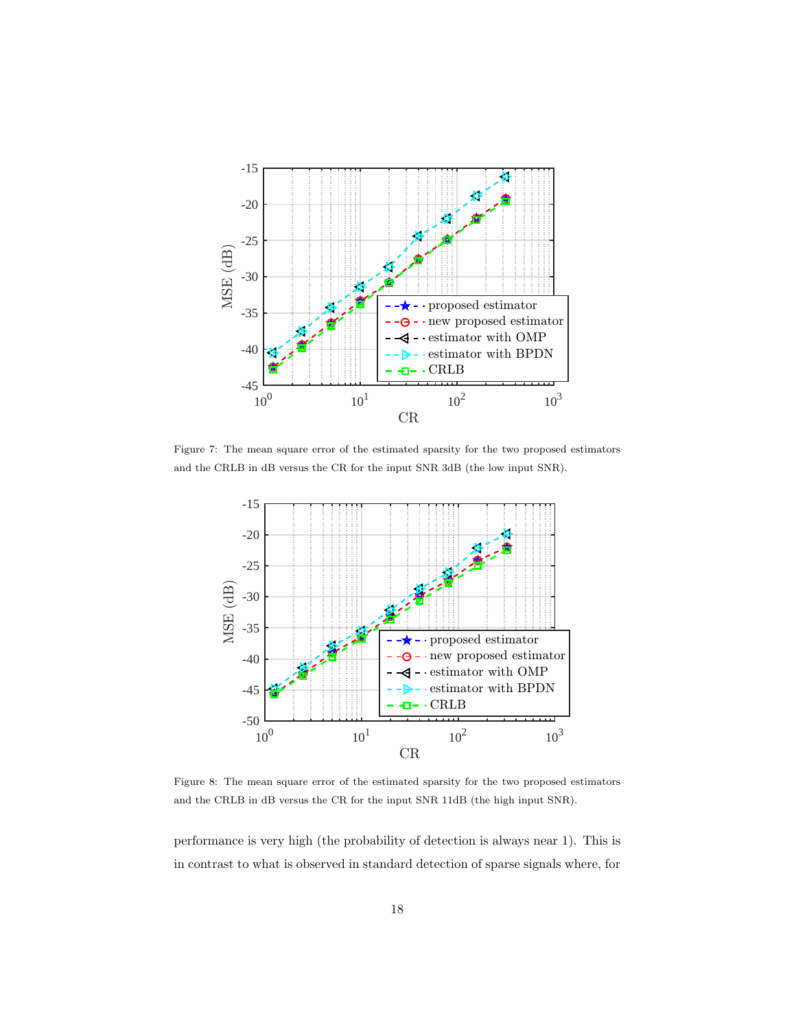Figure 7: The mean square error of the estimated sparsity for the two proposed estimators and the CRLB in dB versus the CR for the input SNR 3dB (the low input SNR).

Figure 8: The mean square error of the estimated sparsity for the two proposed estimators and the CRLB in dB versus the CR for the input SNR 11dB (the high input SNR).

performance is very high (the probability of detection is always near 1). This is in contrast to what is observed in standard detection of sparse signals where, for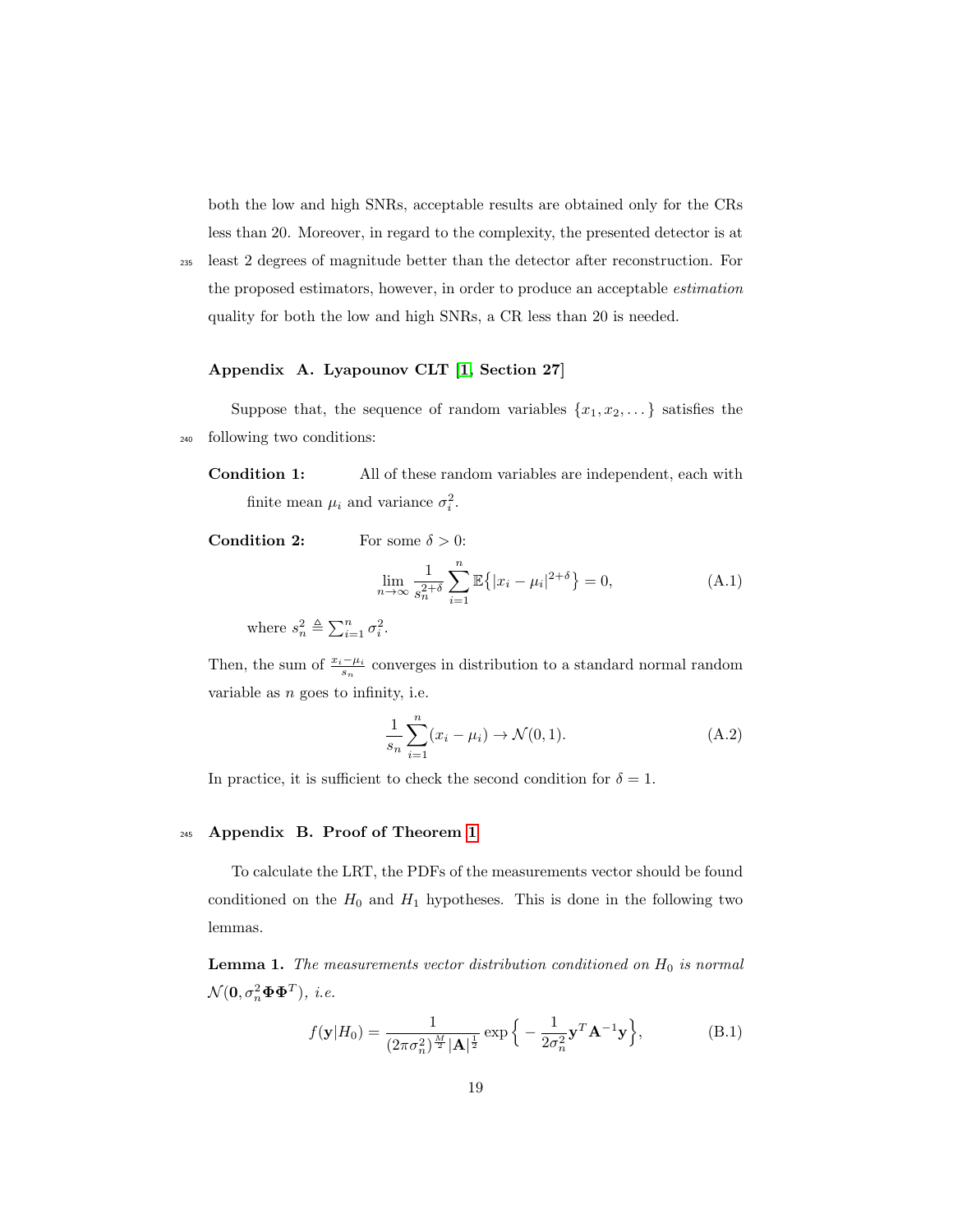both the low and high SNRs, acceptable results are obtained only for the CRs less than 20. Moreover, in regard to the complexity, the presented detector is at least 2 degrees of magnitude better than the detector after reconstruction. For the proposed estimators, however, in order to produce an acceptable *estimation* quality for both the low and high SNRs, a CR less than 20 is needed.

## Appendix A. Lyapounov CLT [1, Section 27]

Suppose that, the sequence of random variables $\{x_1, x_2, \dots\}$ satisfies the following two conditions:

**Condition 1:** All of these random variables are independent, each with finite mean $\mu_i$ and variance $\sigma_i^2$.

**Condition 2:** For some $\delta > 0$:

$$\lim_{n\to\infty} \frac{1}{s_n^{2+\delta}} \sum_{i=1}^{n} \mathbb{E}\big\{|x_i - \mu_i|^{2+\delta}\big\} = 0, \tag{A.1}$$

where $s_n^2 \triangleq \sum_{i=1}^{n} \sigma_i^2$.

Then, the sum of $\frac{x_i - \mu_i}{s_n}$ converges in distribution to a standard normal random variable as $n$ goes to infinity, i.e.

$$\frac{1}{s_n} \sum_{i=1}^{n} (x_i - \mu_i) \to \mathcal{N}(0, 1). \tag{A.2}$$

In practice, it is sufficient to check the second condition for $\delta = 1$.

## Appendix B. Proof of Theorem 1

To calculate the LRT, the PDFs of the measurements vector should be found conditioned on the $H_0$ and $H_1$ hypotheses. This is done in the following two lemmas.

**Lemma 1.** *The measurements vector distribution conditioned on $H_0$ is normal $\mathcal{N}(\mathbf{0}, \sigma_n^2 \mathbf{\Phi}\mathbf{\Phi}^T)$, i.e.*

$$f(\mathbf{y}|H_0) = \frac{1}{(2\pi\sigma_n^2)^{\frac{M}{2}} |\mathbf{A}|^{\frac{1}{2}}} \exp\Big\{ -\frac{1}{2\sigma_n^2} \mathbf{y}^T \mathbf{A}^{-1} \mathbf{y} \Big\}, \tag{B.1}$$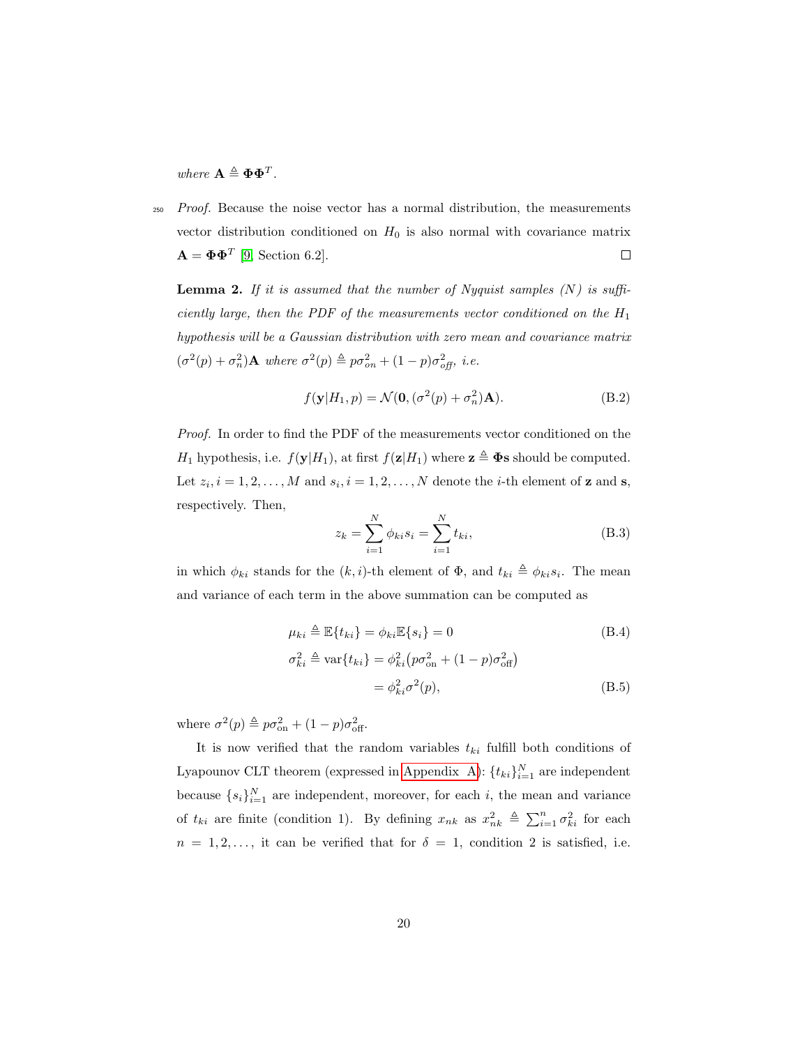*where* $\mathbf{A} \triangleq \mathbf{\Phi}\mathbf{\Phi}^T$.

*Proof.* Because the noise vector has a normal distribution, the measurements vector distribution conditioned on $H_0$ is also normal with covariance matrix $\mathbf{A} = \mathbf{\Phi}\mathbf{\Phi}^T$ [9, Section 6.2]. □

**Lemma 2.** *If it is assumed that the number of Nyquist samples ($N$) is sufficiently large, then the PDF of the measurements vector conditioned on the $H_1$ hypothesis will be a Gaussian distribution with zero mean and covariance matrix $(\sigma^2(p) + \sigma_n^2)\mathbf{A}$ where $\sigma^2(p) \triangleq p\sigma_{on}^2 + (1-p)\sigma_{off}^2$, i.e.*

$$f(\mathbf{y}|H_1, p) = \mathcal{N}(\mathbf{0}, (\sigma^2(p) + \sigma_n^2)\mathbf{A}). \tag{B.2}$$

*Proof.* In order to find the PDF of the measurements vector conditioned on the $H_1$ hypothesis, i.e. $f(\mathbf{y}|H_1)$, at first $f(\mathbf{z}|H_1)$ where $\mathbf{z} \triangleq \mathbf{\Phi}\mathbf{s}$ should be computed. Let $z_i, i = 1, 2, \dots, M$ and $s_i, i = 1, 2, \dots, N$ denote the $i$-th element of $\mathbf{z}$ and $\mathbf{s}$, respectively. Then,

$$z_k = \sum_{i=1}^{N} \phi_{ki} s_i = \sum_{i=1}^{N} t_{ki}, \tag{B.3}$$

in which $\phi_{ki}$ stands for the $(k,i)$-th element of $\Phi$, and $t_{ki} \triangleq \phi_{ki} s_i$. The mean and variance of each term in the above summation can be computed as

$$\mu_{ki} \triangleq \mathbb{E}\{t_{ki}\} = \phi_{ki}\mathbb{E}\{s_i\} = 0 \tag{B.4}$$

$$\begin{aligned} \sigma_{ki}^2 \triangleq \text{var}\{t_{ki}\} &= \phi_{ki}^2\big(p\sigma_{\text{on}}^2 + (1-p)\sigma_{\text{off}}^2\big) \\ &= \phi_{ki}^2 \sigma^2(p), \end{aligned} \tag{B.5}$$

where $\sigma^2(p) \triangleq p\sigma_{\text{on}}^2 + (1-p)\sigma_{\text{off}}^2$.

It is now verified that the random variables $t_{ki}$ fulfill both conditions of Lyapounov CLT theorem (expressed in Appendix A): $\{t_{ki}\}_{i=1}^N$ are independent because $\{s_i\}_{i=1}^N$ are independent, moreover, for each $i$, the mean and variance of $t_{ki}$ are finite (condition 1). By defining $x_{nk}$ as $x_{nk}^2 \triangleq \sum_{i=1}^{n} \sigma_{ki}^2$ for each $n = 1, 2, \dots$, it can be verified that for $\delta = 1$, condition 2 is satisfied, i.e.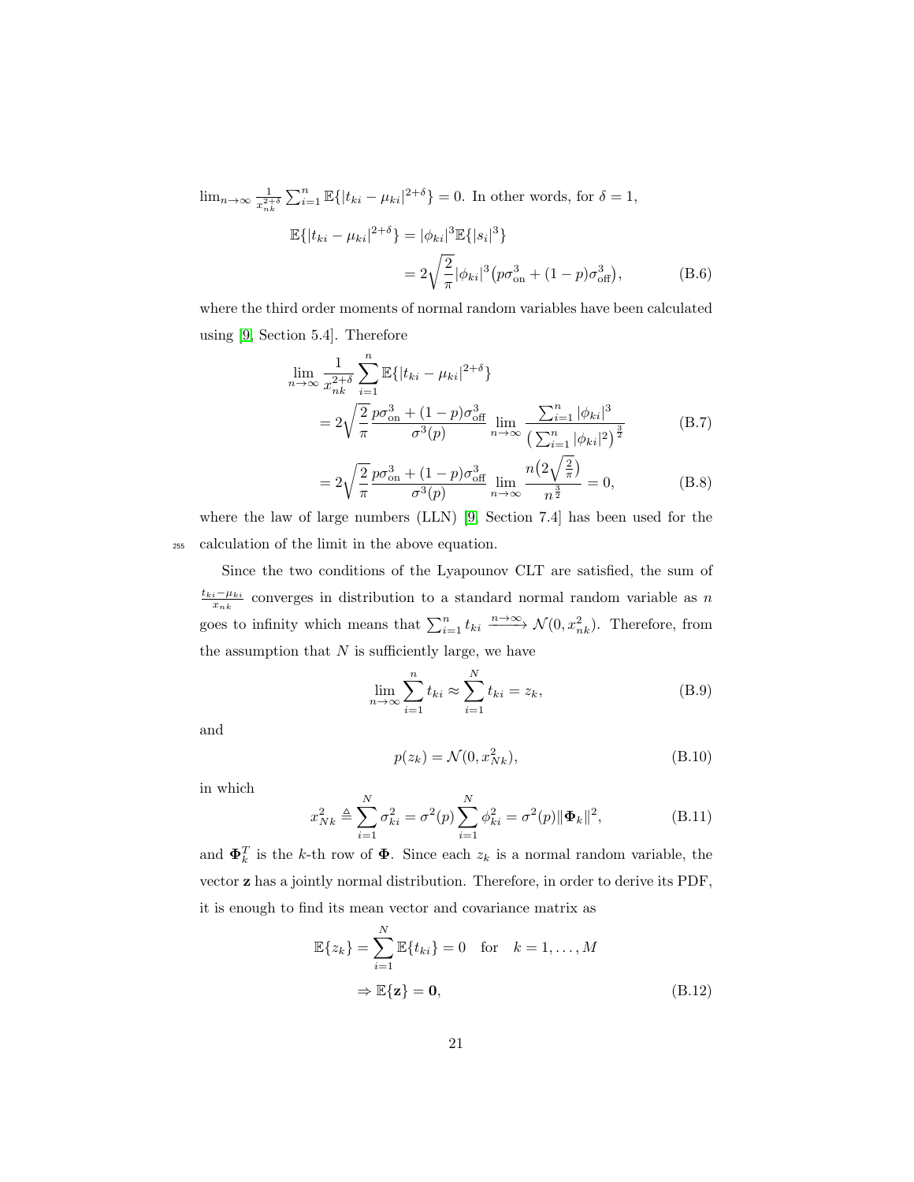$\lim_{n\to\infty} \frac{1}{x_{nk}^{2+\delta}} \sum_{i=1}^{n} \mathbb{E}\{|t_{ki} - \mu_{ki}|^{2+\delta}\} = 0$. In other words, for $\delta = 1$,

$$
\begin{aligned}
\mathbb{E}\{|t_{ki} - \mu_{ki}|^{2+\delta}\} &= |\phi_{ki}|^3 \mathbb{E}\{|s_i|^3\} \\
&= 2\sqrt{\frac{2}{\pi}} |\phi_{ki}|^3 \big(p\sigma_{\text{on}}^3 + (1-p)\sigma_{\text{off}}^3\big), \qquad \text{(B.6)}
\end{aligned}
$$

where the third order moments of normal random variables have been calculated using [9, Section 5.4]. Therefore

$$
\begin{aligned}
&\lim_{n\to\infty} \frac{1}{x_{nk}^{2+\delta}} \sum_{i=1}^{n} \mathbb{E}\{|t_{ki} - \mu_{ki}|^{2+\delta}\} \\
&\quad = 2\sqrt{\frac{2}{\pi}} \frac{p\sigma_{\text{on}}^3 + (1-p)\sigma_{\text{off}}^3}{\sigma^3(p)} \lim_{n\to\infty} \frac{\sum_{i=1}^{n} |\phi_{ki}|^3}{\big(\sum_{i=1}^{n} |\phi_{ki}|^2\big)^{\frac{3}{2}}} \qquad \text{(B.7)} \\
&\quad = 2\sqrt{\frac{2}{\pi}} \frac{p\sigma_{\text{on}}^3 + (1-p)\sigma_{\text{off}}^3}{\sigma^3(p)} \lim_{n\to\infty} \frac{n\big(2\sqrt{\frac{2}{\pi}}\big)}{n^{\frac{3}{2}}} = 0, \qquad \text{(B.8)}
\end{aligned}
$$

where the law of large numbers (LLN) [9, Section 7.4] has been used for the calculation of the limit in the above equation.

Since the two conditions of the Lyapounov CLT are satisfied, the sum of $\frac{t_{ki} - \mu_{ki}}{x_{nk}}$ converges in distribution to a standard normal random variable as $n$ goes to infinity which means that $\sum_{i=1}^{n} t_{ki} \xrightarrow{n\to\infty} \mathcal{N}(0, x_{nk}^2)$. Therefore, from the assumption that $N$ is sufficiently large, we have

$$
\lim_{n\to\infty} \sum_{i=1}^{n} t_{ki} \approx \sum_{i=1}^{N} t_{ki} = z_k, \qquad \text{(B.9)}
$$

and

$$
p(z_k) = \mathcal{N}(0, x_{Nk}^2), \qquad \text{(B.10)}
$$

in which

$$
x_{Nk}^2 \triangleq \sum_{i=1}^{N} \sigma_{ki}^2 = \sigma^2(p) \sum_{i=1}^{N} \phi_{ki}^2 = \sigma^2(p) \|\mathbf{\Phi}_k\|^2, \qquad \text{(B.11)}
$$

and $\mathbf{\Phi}_k^T$ is the $k$-th row of $\mathbf{\Phi}$. Since each $z_k$ is a normal random variable, the vector $\mathbf{z}$ has a jointly normal distribution. Therefore, in order to derive its PDF, it is enough to find its mean vector and covariance matrix as

$$
\begin{aligned}
\mathbb{E}\{z_k\} &= \sum_{i=1}^{N} \mathbb{E}\{t_{ki}\} = 0 \quad \text{for} \quad k = 1, \ldots, M \\
&\Rightarrow \mathbb{E}\{\mathbf{z}\} = \mathbf{0}, \qquad \text{(B.12)}
\end{aligned}
$$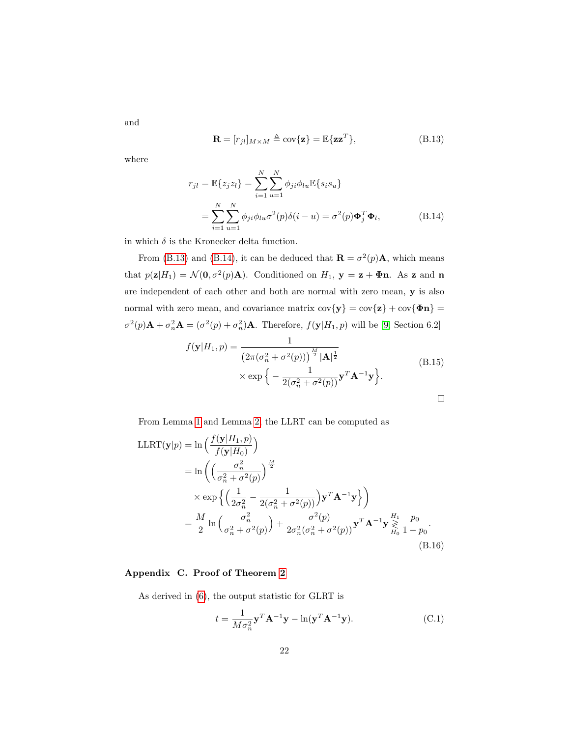and

$$\mathbf{R} = [r_{jl}]_{M\times M} \triangleq \mathrm{cov}\{\mathbf{z}\} = \mathbb{E}\{\mathbf{z}\mathbf{z}^T\}, \tag{B.13}$$

where

$$\begin{aligned} r_{jl} = \mathbb{E}\{z_j z_l\} &= \sum_{i=1}^{N}\sum_{u=1}^{N} \phi_{ji}\phi_{lu}\mathbb{E}\{s_i s_u\} \\ &= \sum_{i=1}^{N}\sum_{u=1}^{N} \phi_{ji}\phi_{lu}\sigma^2(p)\delta(i-u) = \sigma^2(p)\mathbf{\Phi}_j^T\mathbf{\Phi}_l, \end{aligned} \tag{B.14}$$

in which $\delta$ is the Kronecker delta function.

From (B.13) and (B.14), it can be deduced that $\mathbf{R} = \sigma^2(p)\mathbf{A}$, which means that $p(\mathbf{z}|H_1) = \mathcal{N}(\mathbf{0}, \sigma^2(p)\mathbf{A})$. Conditioned on $H_1$, $\mathbf{y} = \mathbf{z} + \mathbf{\Phi}\mathbf{n}$. As $\mathbf{z}$ and $\mathbf{n}$ are independent of each other and both are normal with zero mean, $\mathbf{y}$ is also normal with zero mean, and covariance matrix $\mathrm{cov}\{\mathbf{y}\} = \mathrm{cov}\{\mathbf{z}\} + \mathrm{cov}\{\mathbf{\Phi}\mathbf{n}\} = \sigma^2(p)\mathbf{A} + \sigma_n^2\mathbf{A} = (\sigma^2(p) + \sigma_n^2)\mathbf{A}$. Therefore, $f(\mathbf{y}|H_1, p)$ will be [9, Section 6.2]

$$\begin{aligned} f(\mathbf{y}|H_1, p) = &\frac{1}{\big(2\pi(\sigma_n^2 + \sigma^2(p))\big)^{\frac{M}{2}}|\mathbf{A}|^{\frac{1}{2}}} \\ &\times \exp\Big\{ -\frac{1}{2(\sigma_n^2 + \sigma^2(p))}\mathbf{y}^T\mathbf{A}^{-1}\mathbf{y}\Big\}. \end{aligned} \tag{B.15}$$

□

From Lemma 1 and Lemma 2, the LLRT can be computed as

$$\begin{aligned} \mathrm{LLRT}(\mathbf{y}|p) &= \ln\Big(\frac{f(\mathbf{y}|H_1, p)}{f(\mathbf{y}|H_0)}\Big) \\ &= \ln\bigg(\Big(\frac{\sigma_n^2}{\sigma_n^2 + \sigma^2(p)}\Big)^{\frac{M}{2}} \\ &\quad \times \exp\Big\{\Big(\frac{1}{2\sigma_n^2} - \frac{1}{2(\sigma_n^2 + \sigma^2(p))}\Big)\mathbf{y}^T\mathbf{A}^{-1}\mathbf{y}\Big\}\bigg) \\ &= \frac{M}{2}\ln\Big(\frac{\sigma_n^2}{\sigma_n^2 + \sigma^2(p)}\Big) + \frac{\sigma^2(p)}{2\sigma_n^2(\sigma_n^2 + \sigma^2(p))}\mathbf{y}^T\mathbf{A}^{-1}\mathbf{y} \underset{H_0}{\overset{H_1}{\gtrless}} \frac{p_0}{1-p_0}. \end{aligned} \tag{B.16}$$

## Appendix C. Proof of Theorem 2

As derived in (6), the output statistic for GLRT is

$$t = \frac{1}{M\sigma_n^2}\mathbf{y}^T\mathbf{A}^{-1}\mathbf{y} - \ln(\mathbf{y}^T\mathbf{A}^{-1}\mathbf{y}). \tag{C.1}$$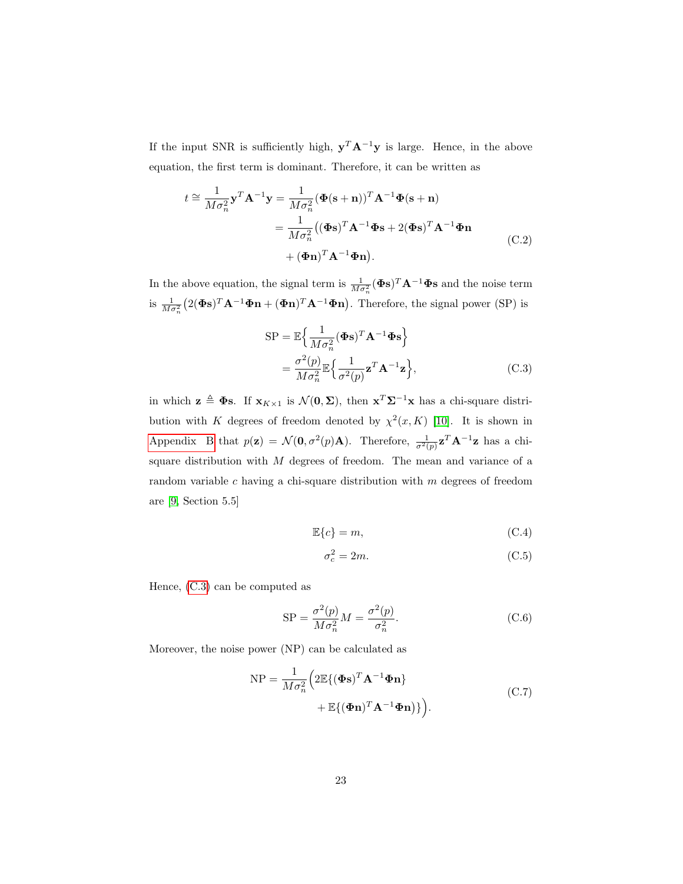If the input SNR is sufficiently high, $\mathbf{y}^T\mathbf{A}^{-1}\mathbf{y}$ is large. Hence, in the above equation, the first term is dominant. Therefore, it can be written as

$$
\begin{aligned}
t \cong \frac{1}{M\sigma_n^2}\mathbf{y}^T\mathbf{A}^{-1}\mathbf{y} &= \frac{1}{M\sigma_n^2}(\mathbf{\Phi}(\mathbf{s}+\mathbf{n}))^T\mathbf{A}^{-1}\mathbf{\Phi}(\mathbf{s}+\mathbf{n}) \\
&= \frac{1}{M\sigma_n^2}\big((\mathbf{\Phi}\mathbf{s})^T\mathbf{A}^{-1}\mathbf{\Phi}\mathbf{s} + 2(\mathbf{\Phi}\mathbf{s})^T\mathbf{A}^{-1}\mathbf{\Phi}\mathbf{n} \\
&\quad + (\mathbf{\Phi}\mathbf{n})^T\mathbf{A}^{-1}\mathbf{\Phi}\mathbf{n}\big).
\end{aligned} \tag{C.2}
$$

In the above equation, the signal term is $\frac{1}{M\sigma_n^2}(\mathbf{\Phi}\mathbf{s})^T\mathbf{A}^{-1}\mathbf{\Phi}\mathbf{s}$ and the noise term is $\frac{1}{M\sigma_n^2}\big(2(\mathbf{\Phi}\mathbf{s})^T\mathbf{A}^{-1}\mathbf{\Phi}\mathbf{n} + (\mathbf{\Phi}\mathbf{n})^T\mathbf{A}^{-1}\mathbf{\Phi}\mathbf{n}\big)$. Therefore, the signal power (SP) is

$$
\begin{aligned}
\text{SP} &= \mathbb{E}\Big\{\frac{1}{M\sigma_n^2}(\mathbf{\Phi}\mathbf{s})^T\mathbf{A}^{-1}\mathbf{\Phi}\mathbf{s}\Big\} \\
&= \frac{\sigma^2(p)}{M\sigma_n^2}\mathbb{E}\Big\{\frac{1}{\sigma^2(p)}\mathbf{z}^T\mathbf{A}^{-1}\mathbf{z}\Big\},
\end{aligned} \tag{C.3}
$$

in which $\mathbf{z} \triangleq \mathbf{\Phi}\mathbf{s}$. If $\mathbf{x}_{K\times 1}$ is $\mathcal{N}(\mathbf{0},\mathbf{\Sigma})$, then $\mathbf{x}^T\mathbf{\Sigma}^{-1}\mathbf{x}$ has a chi-square distribution with $K$ degrees of freedom denoted by $\chi^2(x,K)$ [10]. It is shown in Appendix B that $p(\mathbf{z}) = \mathcal{N}(\mathbf{0},\sigma^2(p)\mathbf{A})$. Therefore, $\frac{1}{\sigma^2(p)}\mathbf{z}^T\mathbf{A}^{-1}\mathbf{z}$ has a chi-square distribution with $M$ degrees of freedom. The mean and variance of a random variable $c$ having a chi-square distribution with $m$ degrees of freedom are [9, Section 5.5]

$$
\mathbb{E}\{c\} = m, \tag{C.4}
$$

$$
\sigma_c^2 = 2m. \tag{C.5}
$$

Hence, (C.3) can be computed as

$$
\text{SP} = \frac{\sigma^2(p)}{M\sigma_n^2}M = \frac{\sigma^2(p)}{\sigma_n^2}. \tag{C.6}
$$

Moreover, the noise power (NP) can be calculated as

$$
\begin{aligned}
\text{NP} = \frac{1}{M\sigma_n^2}\Big(&2\mathbb{E}\{(\mathbf{\Phi}\mathbf{s})^T\mathbf{A}^{-1}\mathbf{\Phi}\mathbf{n}\} \\
&+ \mathbb{E}\{(\mathbf{\Phi}\mathbf{n})^T\mathbf{A}^{-1}\mathbf{\Phi}\mathbf{n})\}\Big).
\end{aligned} \tag{C.7}
$$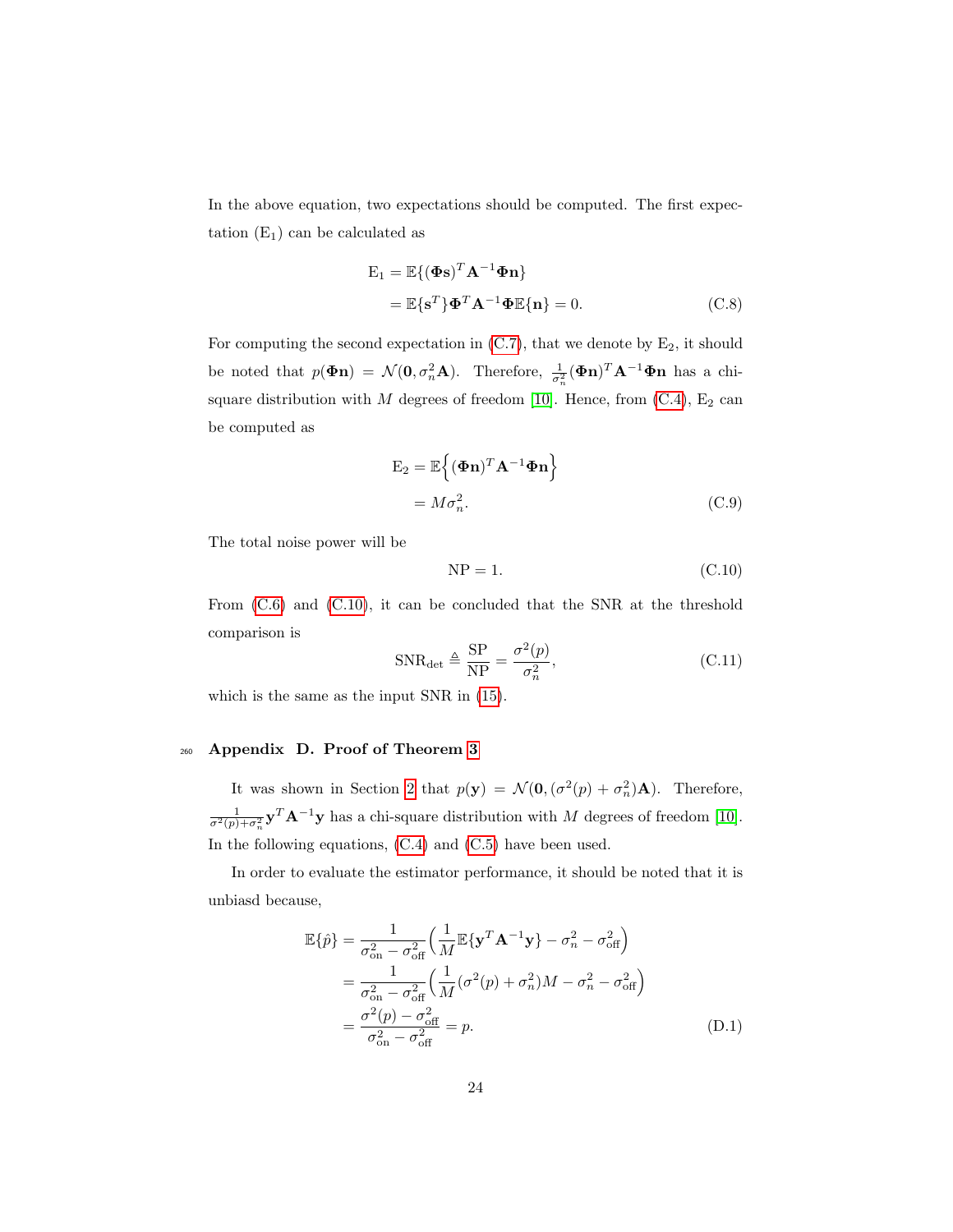In the above equation, two expectations should be computed. The first expectation ($\mathrm{E}_1$) can be calculated as

$$
\begin{aligned}
\mathrm{E}_1 &= \mathbb{E}\{(\mathbf{\Phi s})^T \mathbf{A}^{-1} \mathbf{\Phi n}\} \\
&= \mathbb{E}\{\mathbf{s}^T\} \mathbf{\Phi}^T \mathbf{A}^{-1} \mathbf{\Phi} \mathbb{E}\{\mathbf{n}\} = 0.
\end{aligned}
\tag{C.8}
$$

For computing the second expectation in (C.7), that we denote by $\mathrm{E}_2$, it should be noted that $p(\mathbf{\Phi n}) = \mathcal{N}(\mathbf{0}, \sigma_n^2 \mathbf{A})$. Therefore, $\frac{1}{\sigma_n^2}(\mathbf{\Phi n})^T \mathbf{A}^{-1} \mathbf{\Phi n}$ has a chi-square distribution with $M$ degrees of freedom [10]. Hence, from (C.4), $\mathrm{E}_2$ can be computed as

$$
\begin{aligned}
\mathrm{E}_2 &= \mathbb{E}\Big\{(\mathbf{\Phi n})^T \mathbf{A}^{-1} \mathbf{\Phi n}\Big\} \\
&= M\sigma_n^2.
\end{aligned}
\tag{C.9}
$$

The total noise power will be

$$
\mathrm{NP} = 1. \tag{C.10}
$$

From (C.6) and (C.10), it can be concluded that the SNR at the threshold comparison is

$$
\mathrm{SNR}_{\mathrm{det}} \triangleq \frac{\mathrm{SP}}{\mathrm{NP}} = \frac{\sigma^2(p)}{\sigma_n^2}, \tag{C.11}
$$

which is the same as the input SNR in (15).

## Appendix D. Proof of Theorem 3

It was shown in Section 2 that $p(\mathbf{y}) = \mathcal{N}(\mathbf{0}, (\sigma^2(p) + \sigma_n^2)\mathbf{A})$. Therefore, $\frac{1}{\sigma^2(p)+\sigma_n^2}\mathbf{y}^T \mathbf{A}^{-1} \mathbf{y}$ has a chi-square distribution with $M$ degrees of freedom [10]. In the following equations, (C.4) and (C.5) have been used.

In order to evaluate the estimator performance, it should be noted that it is unbiasd because,

$$
\begin{aligned}
\mathbb{E}\{\hat{p}\} &= \frac{1}{\sigma_{\mathrm{on}}^2 - \sigma_{\mathrm{off}}^2}\Big(\frac{1}{M}\mathbb{E}\{\mathbf{y}^T \mathbf{A}^{-1} \mathbf{y}\} - \sigma_n^2 - \sigma_{\mathrm{off}}^2\Big) \\
&= \frac{1}{\sigma_{\mathrm{on}}^2 - \sigma_{\mathrm{off}}^2}\Big(\frac{1}{M}(\sigma^2(p) + \sigma_n^2)M - \sigma_n^2 - \sigma_{\mathrm{off}}^2\Big) \\
&= \frac{\sigma^2(p) - \sigma_{\mathrm{off}}^2}{\sigma_{\mathrm{on}}^2 - \sigma_{\mathrm{off}}^2} = p.
\end{aligned}
\tag{D.1}
$$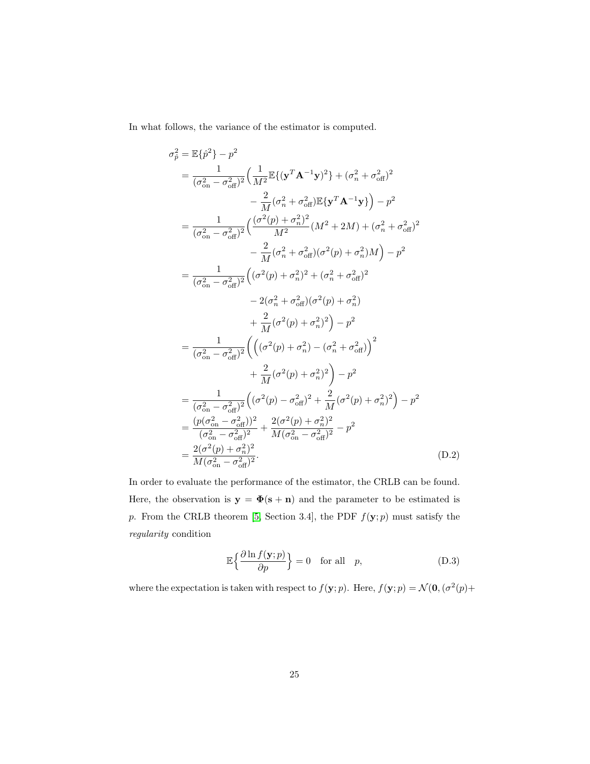In what follows, the variance of the estimator is computed.

$$
\begin{aligned}
\sigma_{\hat{p}}^2 &= \mathbb{E}\{\hat{p}^2\} - p^2 \\
&= \frac{1}{(\sigma_{\text{on}}^2 - \sigma_{\text{off}}^2)^2}\Big(\frac{1}{M^2}\mathbb{E}\{(\mathbf{y}^T\mathbf{A}^{-1}\mathbf{y})^2\} + (\sigma_n^2 + \sigma_{\text{off}}^2)^2 \\
&\qquad\qquad - \frac{2}{M}(\sigma_n^2 + \sigma_{\text{off}}^2)\mathbb{E}\{\mathbf{y}^T\mathbf{A}^{-1}\mathbf{y}\}\Big) - p^2 \\
&= \frac{1}{(\sigma_{\text{on}}^2 - \sigma_{\text{off}}^2)^2}\Big(\frac{(\sigma^2(p) + \sigma_n^2)^2}{M^2}(M^2 + 2M) + (\sigma_n^2 + \sigma_{\text{off}}^2)^2 \\
&\qquad\qquad - \frac{2}{M}(\sigma_n^2 + \sigma_{\text{off}}^2)(\sigma^2(p) + \sigma_n^2)M\Big) - p^2 \\
&= \frac{1}{(\sigma_{\text{on}}^2 - \sigma_{\text{off}}^2)^2}\Big((\sigma^2(p) + \sigma_n^2)^2 + (\sigma_n^2 + \sigma_{\text{off}}^2)^2 \\
&\qquad\qquad - 2(\sigma_n^2 + \sigma_{\text{off}}^2)(\sigma^2(p) + \sigma_n^2) \\
&\qquad\qquad + \frac{2}{M}(\sigma^2(p) + \sigma_n^2)^2\Big) - p^2 \\
&= \frac{1}{(\sigma_{\text{on}}^2 - \sigma_{\text{off}}^2)^2}\Big(\Big((\sigma^2(p) + \sigma_n^2) - (\sigma_n^2 + \sigma_{\text{off}}^2)\Big)^2 \\
&\qquad\qquad + \frac{2}{M}(\sigma^2(p) + \sigma_n^2)^2\Big) - p^2 \\
&= \frac{1}{(\sigma_{\text{on}}^2 - \sigma_{\text{off}}^2)^2}\Big((\sigma^2(p) - \sigma_{\text{off}}^2)^2 + \frac{2}{M}(\sigma^2(p) + \sigma_n^2)^2\Big) - p^2 \\
&= \frac{(p(\sigma_{\text{on}}^2 - \sigma_{\text{off}}^2))^2}{(\sigma_{\text{on}}^2 - \sigma_{\text{off}}^2)^2} + \frac{2(\sigma^2(p) + \sigma_n^2)^2}{M(\sigma_{\text{on}}^2 - \sigma_{\text{off}}^2)^2} - p^2 \\
&= \frac{2(\sigma^2(p) + \sigma_n^2)^2}{M(\sigma_{\text{on}}^2 - \sigma_{\text{off}}^2)^2}.
\end{aligned} \tag{D.2}
$$

In order to evaluate the performance of the estimator, the CRLB can be found. Here, the observation is $\mathbf{y} = \mathbf{\Phi}(\mathbf{s} + \mathbf{n})$ and the parameter to be estimated is $p$. From the CRLB theorem [5, Section 3.4], the PDF $f(\mathbf{y}; p)$ must satisfy the *regularity* condition

$$
\mathbb{E}\Big\{\frac{\partial \ln f(\mathbf{y}; p)}{\partial p}\Big\} = 0 \quad \text{for all} \quad p, \tag{D.3}
$$

where the expectation is taken with respect to $f(\mathbf{y}; p)$. Here, $f(\mathbf{y}; p) = \mathcal{N}(\mathbf{0}, (\sigma^2(p)+$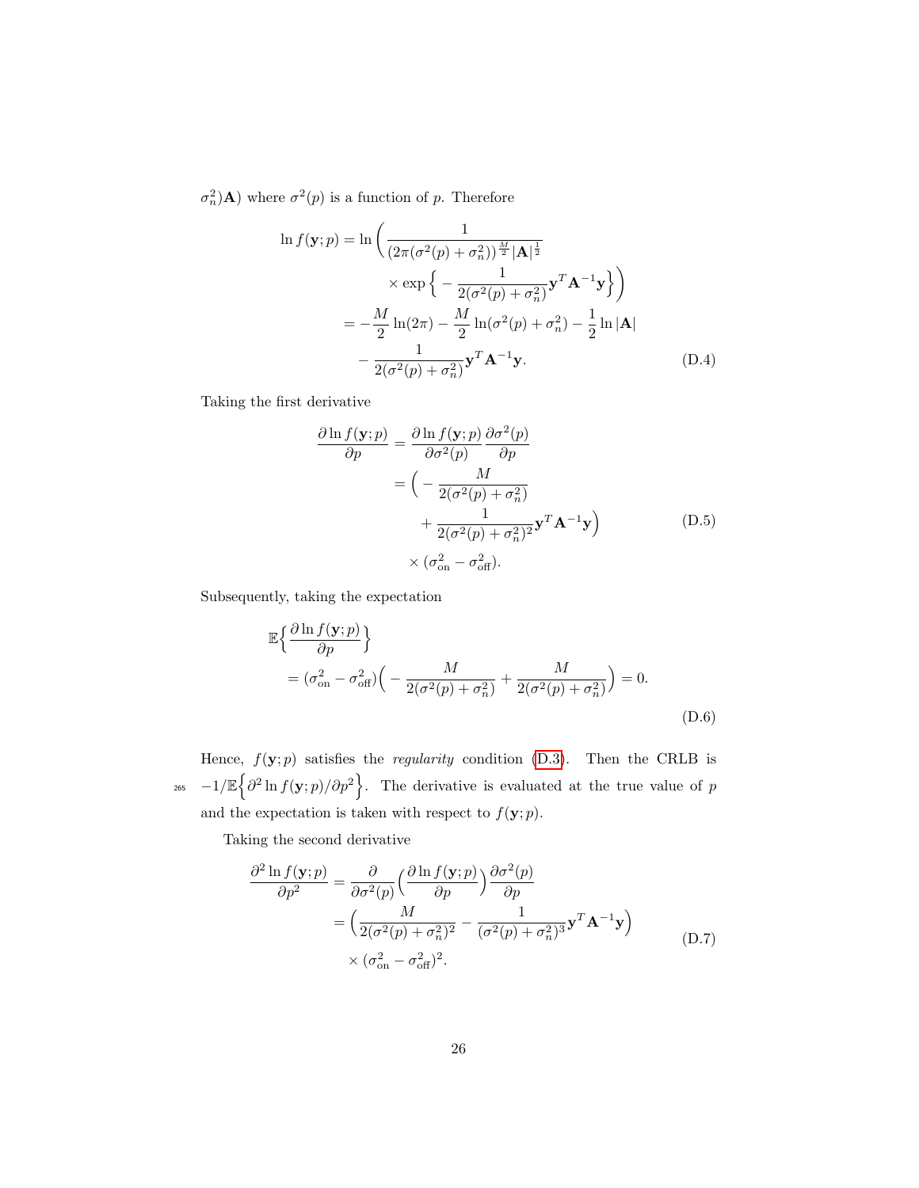$\sigma_n^2)\mathbf{A})$ where $\sigma^2(p)$ is a function of $p$. Therefore

$$
\begin{aligned}
\ln f(\mathbf{y};p) &= \ln\bigg(\frac{1}{(2\pi(\sigma^2(p)+\sigma_n^2))^{\frac{M}{2}}|\mathbf{A}|^{\frac{1}{2}}} \\
&\qquad \times \exp\Big\{-\frac{1}{2(\sigma^2(p)+\sigma_n^2)}\mathbf{y}^T\mathbf{A}^{-1}\mathbf{y}\Big\}\bigg) \\
&= -\frac{M}{2}\ln(2\pi) - \frac{M}{2}\ln(\sigma^2(p)+\sigma_n^2) - \frac{1}{2}\ln|\mathbf{A}| \\
&\quad - \frac{1}{2(\sigma^2(p)+\sigma_n^2)}\mathbf{y}^T\mathbf{A}^{-1}\mathbf{y}.
\end{aligned} \tag{D.4}
$$

Taking the first derivative

$$
\begin{aligned}
\frac{\partial \ln f(\mathbf{y};p)}{\partial p} &= \frac{\partial \ln f(\mathbf{y};p)}{\partial \sigma^2(p)}\frac{\partial \sigma^2(p)}{\partial p} \\
&= \Big(-\frac{M}{2(\sigma^2(p)+\sigma_n^2)} \\
&\qquad + \frac{1}{2(\sigma^2(p)+\sigma_n^2)^2}\mathbf{y}^T\mathbf{A}^{-1}\mathbf{y}\Big) \\
&\qquad \times (\sigma_{\text{on}}^2 - \sigma_{\text{off}}^2).
\end{aligned} \tag{D.5}
$$

Subsequently, taking the expectation

$$
\begin{aligned}
&\mathbb{E}\Big\{\frac{\partial \ln f(\mathbf{y};p)}{\partial p}\Big\} \\
&\quad = (\sigma_{\text{on}}^2 - \sigma_{\text{off}}^2)\Big(-\frac{M}{2(\sigma^2(p)+\sigma_n^2)} + \frac{M}{2(\sigma^2(p)+\sigma_n^2)}\Big) = 0.
\end{aligned} \tag{D.6}
$$

Hence, $f(\mathbf{y};p)$ satisfies the *regularity* condition (D.3). Then the CRLB is $-1/\mathbb{E}\Big\{\partial^2 \ln f(\mathbf{y};p)/\partial p^2\Big\}$. The derivative is evaluated at the true value of $p$ and the expectation is taken with respect to $f(\mathbf{y};p)$.

Taking the second derivative

$$
\begin{aligned}
\frac{\partial^2 \ln f(\mathbf{y};p)}{\partial p^2} &= \frac{\partial}{\partial \sigma^2(p)}\Big(\frac{\partial \ln f(\mathbf{y};p)}{\partial p}\Big)\frac{\partial \sigma^2(p)}{\partial p} \\
&= \Big(\frac{M}{2(\sigma^2(p)+\sigma_n^2)^2} - \frac{1}{(\sigma^2(p)+\sigma_n^2)^3}\mathbf{y}^T\mathbf{A}^{-1}\mathbf{y}\Big) \\
&\quad \times (\sigma_{\text{on}}^2 - \sigma_{\text{off}}^2)^2.
\end{aligned} \tag{D.7}
$$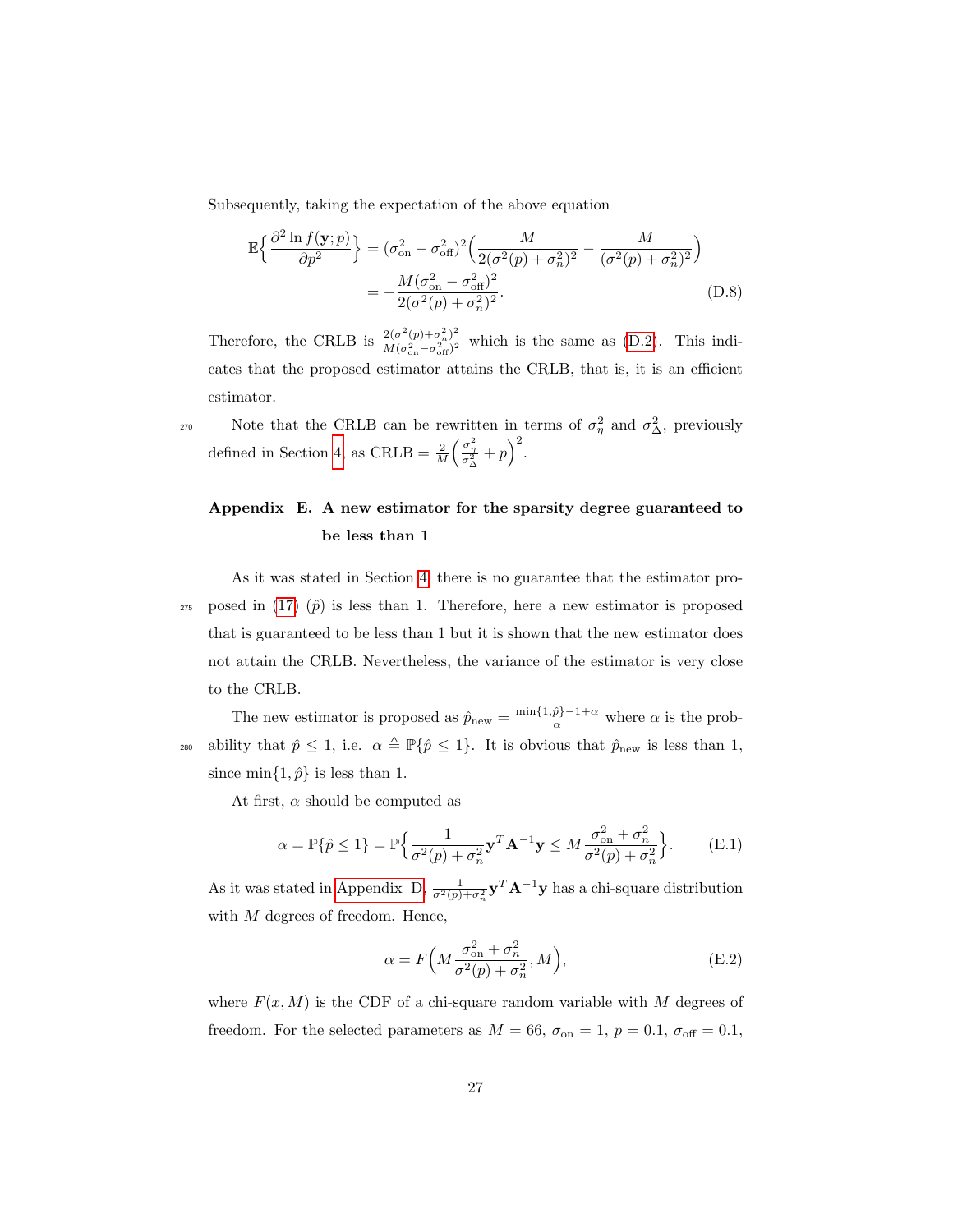Subsequently, taking the expectation of the above equation

$$
\begin{aligned}
\mathbb{E}\Big\{\frac{\partial^2 \ln f(\mathbf{y};p)}{\partial p^2}\Big\} &= (\sigma_{\text{on}}^2 - \sigma_{\text{off}}^2)^2\Big(\frac{M}{2(\sigma^2(p)+\sigma_n^2)^2} - \frac{M}{(\sigma^2(p)+\sigma_n^2)^2}\Big) \\
&= -\frac{M(\sigma_{\text{on}}^2 - \sigma_{\text{off}}^2)^2}{2(\sigma^2(p)+\sigma_n^2)^2}.
\end{aligned}
\tag{D.8}
$$

Therefore, the CRLB is $\frac{2(\sigma^2(p)+\sigma_n^2)^2}{M(\sigma_{\text{on}}^2-\sigma_{\text{off}}^2)^2}$ which is the same as (D.2). This indicates that the proposed estimator attains the CRLB, that is, it is an efficient estimator.

Note that the CRLB can be rewritten in terms of $\sigma_\eta^2$ and $\sigma_\Delta^2$, previously defined in Section 4 as $\text{CRLB} = \frac{2}{M}\Big(\frac{\sigma_\eta^2}{\sigma_\Delta^2} + p\Big)^2$.

## Appendix E. A new estimator for the sparsity degree guaranteed to be less than 1

As it was stated in Section 4, there is no guarantee that the estimator proposed in (17) ($\hat{p}$) is less than 1. Therefore, here a new estimator is proposed that is guaranteed to be less than 1 but it is shown that the new estimator does not attain the CRLB. Nevertheless, the variance of the estimator is very close to the CRLB.

The new estimator is proposed as $\hat{p}_{\text{new}} = \frac{\min\{1,\hat{p}\}-1+\alpha}{\alpha}$ where $\alpha$ is the probability that $\hat{p} \leq 1$, i.e. $\alpha \triangleq \mathbb{P}\{\hat{p} \leq 1\}$. It is obvious that $\hat{p}_{\text{new}}$ is less than 1, since $\min\{1,\hat{p}\}$ is less than 1.

At first, $\alpha$ should be computed as

$$
\alpha = \mathbb{P}\{\hat{p} \leq 1\} = \mathbb{P}\Big\{\frac{1}{\sigma^2(p)+\sigma_n^2}\mathbf{y}^T\mathbf{A}^{-1}\mathbf{y} \leq M\frac{\sigma_{\text{on}}^2+\sigma_n^2}{\sigma^2(p)+\sigma_n^2}\Big\}. \tag{E.1}
$$

As it was stated in Appendix D, $\frac{1}{\sigma^2(p)+\sigma_n^2}\mathbf{y}^T\mathbf{A}^{-1}\mathbf{y}$ has a chi-square distribution with $M$ degrees of freedom. Hence,

$$
\alpha = F\Big(M\frac{\sigma_{\text{on}}^2+\sigma_n^2}{\sigma^2(p)+\sigma_n^2}, M\Big), \tag{E.2}
$$

where $F(x, M)$ is the CDF of a chi-square random variable with $M$ degrees of freedom. For the selected parameters as $M = 66$, $\sigma_{\text{on}} = 1$, $p = 0.1$, $\sigma_{\text{off}} = 0.1$,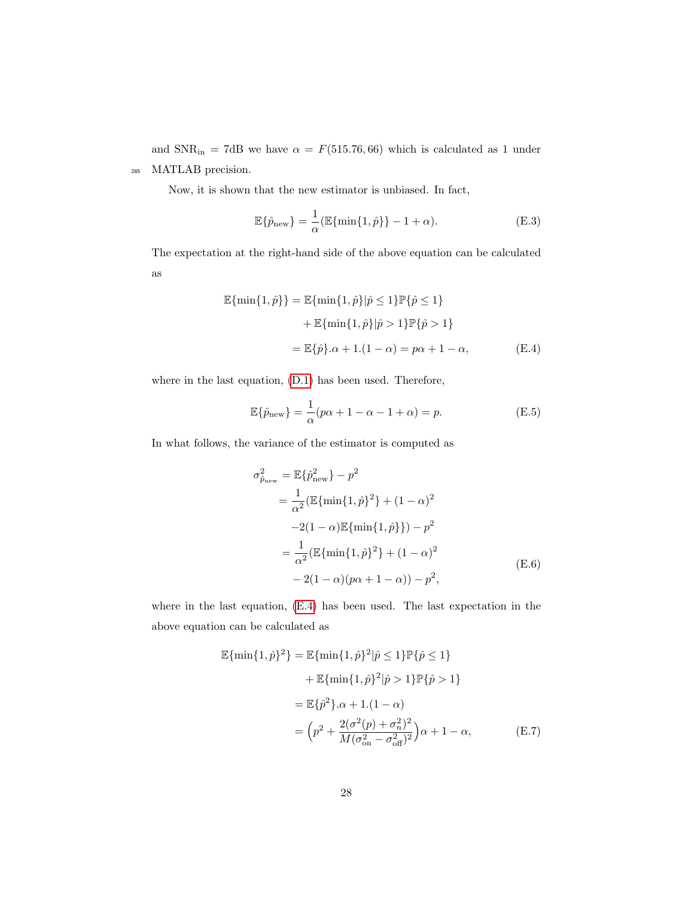and $\text{SNR}_{\text{in}} = 7\text{dB}$ we have $\alpha = F(515.76, 66)$ which is calculated as 1 under MATLAB precision.

Now, it is shown that the new estimator is unbiased. In fact,

$$\mathbb{E}\{\hat{p}_{\text{new}}\} = \frac{1}{\alpha}(\mathbb{E}\{\min\{1, \hat{p}\}\} - 1 + \alpha). \tag{E.3}$$

The expectation at the right-hand side of the above equation can be calculated as

$$\begin{aligned}
\mathbb{E}\{\min\{1, \hat{p}\}\} &= \mathbb{E}\{\min\{1, \hat{p}\} | \hat{p} \leq 1\}\mathbb{P}\{\hat{p} \leq 1\} \\
&\quad + \mathbb{E}\{\min\{1, \hat{p}\} | \hat{p} > 1\}\mathbb{P}\{\hat{p} > 1\} \\
&= \mathbb{E}\{\hat{p}\}.\alpha + 1.(1 - \alpha) = p\alpha + 1 - \alpha,
\end{aligned} \tag{E.4}$$

where in the last equation, (D.1) has been used. Therefore,

$$\mathbb{E}\{\hat{p}_{\text{new}}\} = \frac{1}{\alpha}(p\alpha + 1 - \alpha - 1 + \alpha) = p. \tag{E.5}$$

In what follows, the variance of the estimator is computed as

$$\begin{aligned}
\sigma^2_{\hat{p}_{\text{new}}} &= \mathbb{E}\{\hat{p}^2_{\text{new}}\} - p^2 \\
&= \frac{1}{\alpha^2}(\mathbb{E}\{\min\{1, \hat{p}\}^2\} + (1 - \alpha)^2 \\
&\quad - 2(1 - \alpha)\mathbb{E}\{\min\{1, \hat{p}\}\}) - p^2 \\
&= \frac{1}{\alpha^2}(\mathbb{E}\{\min\{1, \hat{p}\}^2\} + (1 - \alpha)^2 \\
&\quad - 2(1 - \alpha)(p\alpha + 1 - \alpha)) - p^2,
\end{aligned} \tag{E.6}$$

where in the last equation, (E.4) has been used. The last expectation in the above equation can be calculated as

$$\begin{aligned}
\mathbb{E}\{\min\{1, \hat{p}\}^2\} &= \mathbb{E}\{\min\{1, \hat{p}\}^2 | \hat{p} \leq 1\}\mathbb{P}\{\hat{p} \leq 1\} \\
&\quad + \mathbb{E}\{\min\{1, \hat{p}\}^2 | \hat{p} > 1\}\mathbb{P}\{\hat{p} > 1\} \\
&= \mathbb{E}\{\hat{p}^2\}.\alpha + 1.(1 - \alpha) \\
&= \Big(p^2 + \frac{2(\sigma^2(p) + \sigma_n^2)^2}{M(\sigma^2_{\text{on}} - \sigma^2_{\text{off}})^2}\Big)\alpha + 1 - \alpha,
\end{aligned} \tag{E.7}$$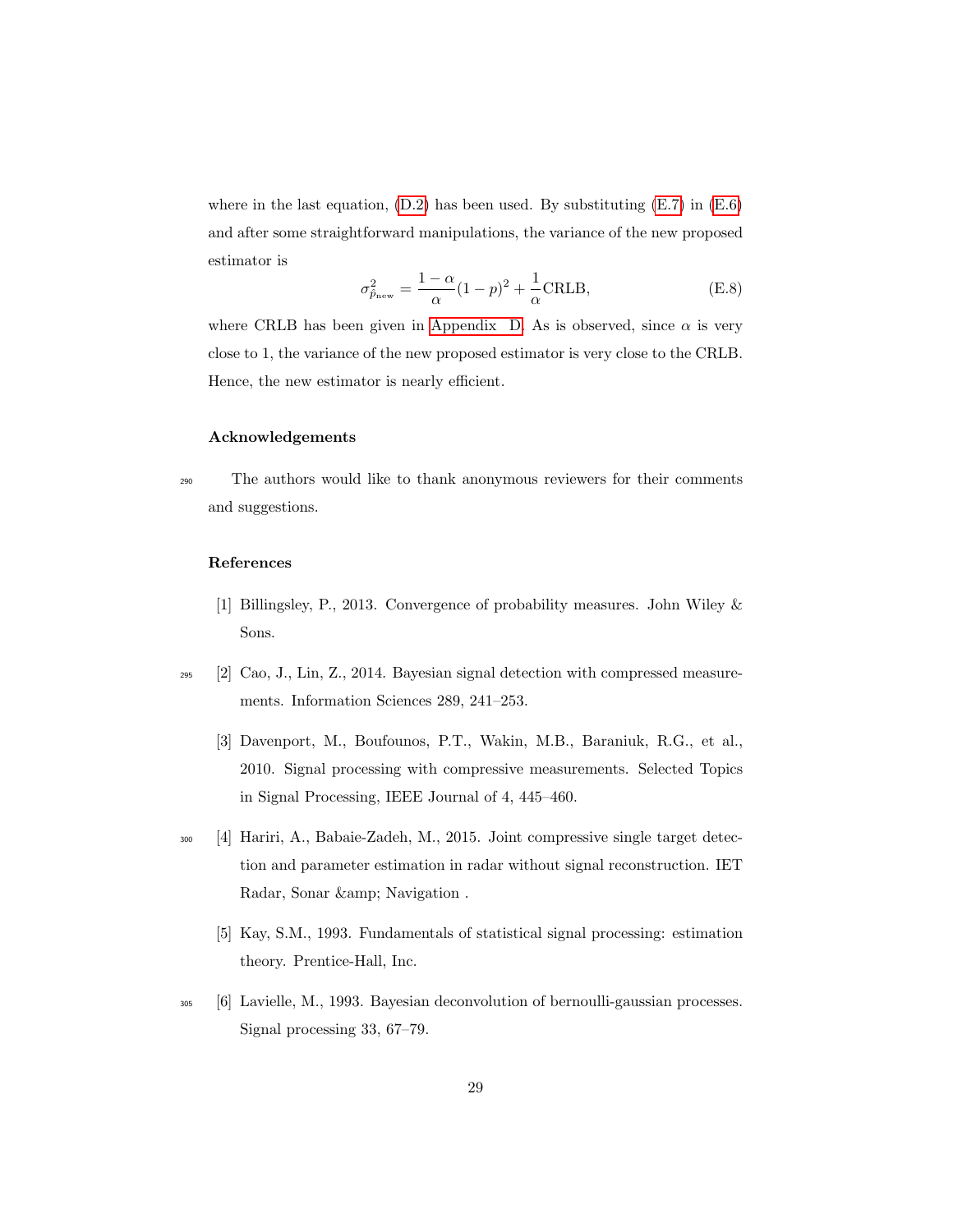where in the last equation, (D.2) has been used. By substituting (E.7) in (E.6) and after some straightforward manipulations, the variance of the new proposed estimator is

$$\sigma^2_{\hat{p}_{\text{new}}} = \frac{1-\alpha}{\alpha}(1-p)^2 + \frac{1}{\alpha}\text{CRLB}, \tag{E.8}$$

where CRLB has been given in Appendix D. As is observed, since $\alpha$ is very close to 1, the variance of the new proposed estimator is very close to the CRLB. Hence, the new estimator is nearly efficient.

### Acknowledgements

The authors would like to thank anonymous reviewers for their comments and suggestions.

### References

[1] Billingsley, P., 2013. Convergence of probability measures. John Wiley & Sons.

[2] Cao, J., Lin, Z., 2014. Bayesian signal detection with compressed measurements. Information Sciences 289, 241–253.

[3] Davenport, M., Boufounos, P.T., Wakin, M.B., Baraniuk, R.G., et al., 2010. Signal processing with compressive measurements. Selected Topics in Signal Processing, IEEE Journal of 4, 445–460.

[4] Hariri, A., Babaie-Zadeh, M., 2015. Joint compressive single target detection and parameter estimation in radar without signal reconstruction. IET Radar, Sonar &amp; Navigation .

[5] Kay, S.M., 1993. Fundamentals of statistical signal processing: estimation theory. Prentice-Hall, Inc.

[6] Lavielle, M., 1993. Bayesian deconvolution of bernoulli-gaussian processes. Signal processing 33, 67–79.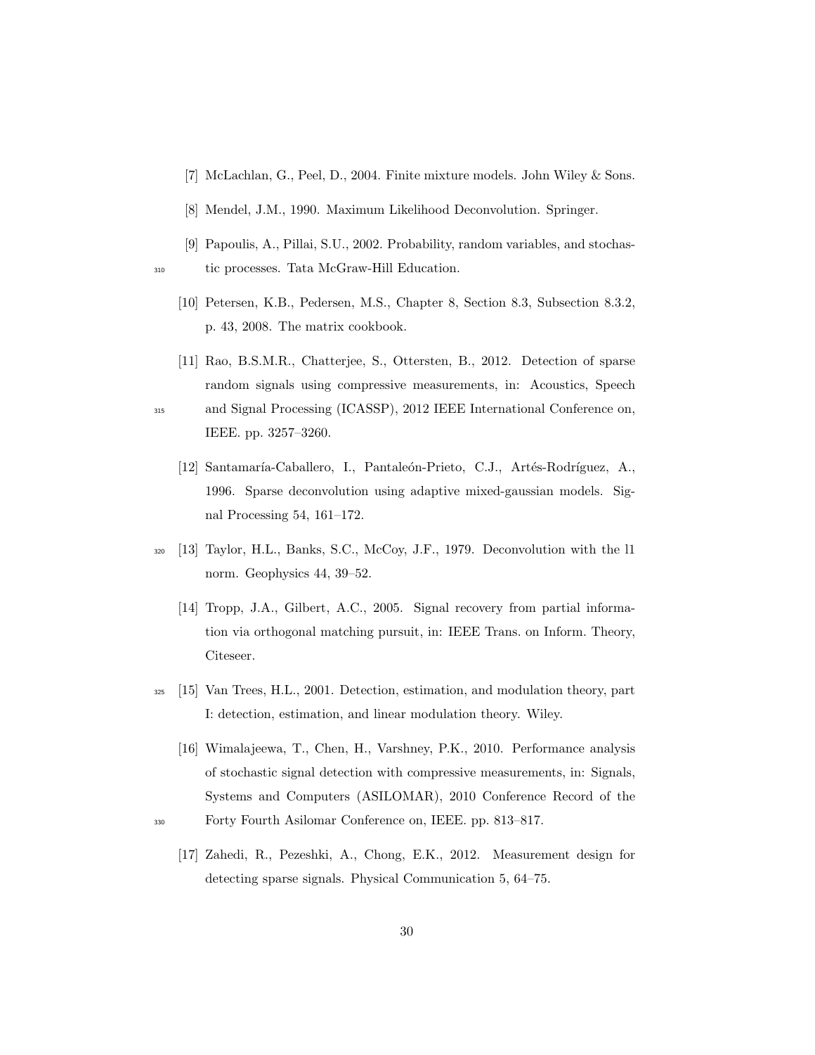[7] McLachlan, G., Peel, D., 2004. Finite mixture models. John Wiley & Sons.

[8] Mendel, J.M., 1990. Maximum Likelihood Deconvolution. Springer.

[9] Papoulis, A., Pillai, S.U., 2002. Probability, random variables, and stochastic processes. Tata McGraw-Hill Education.

[10] Petersen, K.B., Pedersen, M.S., Chapter 8, Section 8.3, Subsection 8.3.2, p. 43, 2008. The matrix cookbook.

[11] Rao, B.S.M.R., Chatterjee, S., Ottersten, B., 2012. Detection of sparse random signals using compressive measurements, in: Acoustics, Speech and Signal Processing (ICASSP), 2012 IEEE International Conference on, IEEE. pp. 3257–3260.

[12] Santamaría-Caballero, I., Pantaleón-Prieto, C.J., Artés-Rodríguez, A., 1996. Sparse deconvolution using adaptive mixed-gaussian models. Signal Processing 54, 161–172.

[13] Taylor, H.L., Banks, S.C., McCoy, J.F., 1979. Deconvolution with the l1 norm. Geophysics 44, 39–52.

[14] Tropp, J.A., Gilbert, A.C., 2005. Signal recovery from partial information via orthogonal matching pursuit, in: IEEE Trans. on Inform. Theory, Citeseer.

[15] Van Trees, H.L., 2001. Detection, estimation, and modulation theory, part I: detection, estimation, and linear modulation theory. Wiley.

[16] Wimalajeewa, T., Chen, H., Varshney, P.K., 2010. Performance analysis of stochastic signal detection with compressive measurements, in: Signals, Systems and Computers (ASILOMAR), 2010 Conference Record of the Forty Fourth Asilomar Conference on, IEEE. pp. 813–817.

[17] Zahedi, R., Pezeshki, A., Chong, E.K., 2012. Measurement design for detecting sparse signals. Physical Communication 5, 64–75.